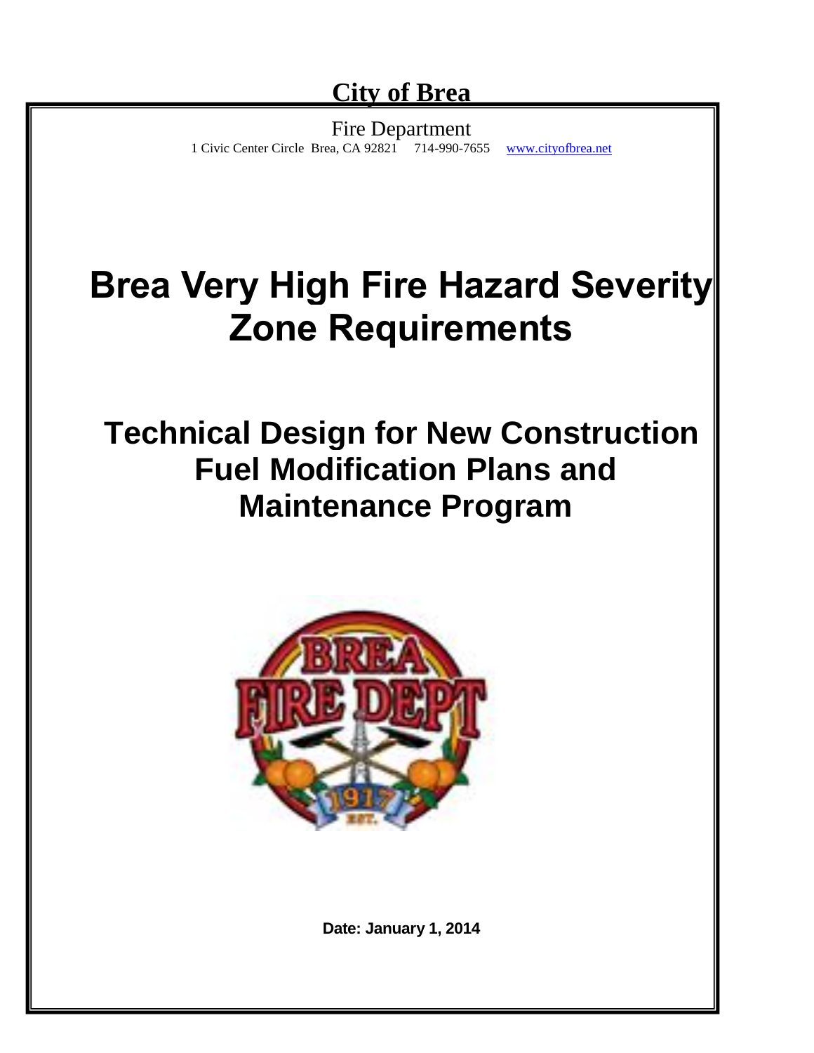**City of Brea**

Fire Department

1 Civic Center Circle Brea, CA 92821 714-990-7655 www.cityofbrea.net

# Brea Very High Fire Hazard Severity Zone Requirements

## Technical Design for New Construction Fuel Modification Plans and Maintenance Program

**Date: January 1, 2014**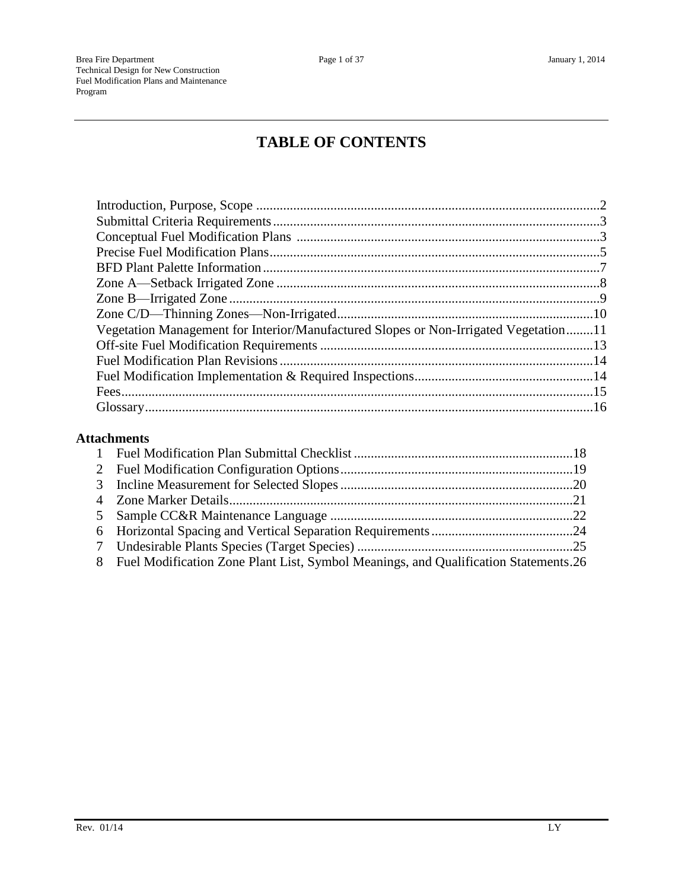# TABLE OF CONTENTS

Introduction, Purpose, Scope ....................................................................................................2
Submittal Criteria Requirements................................................................................................3
Conceptual Fuel Modification Plans ..........................................................................................3
Precise Fuel Modification Plans.................................................................................................5
BFD Plant Palette Information...................................................................................................7
Zone A—Setback Irrigated Zone ...............................................................................................8
Zone B—Irrigated Zone ............................................................................................................9
Zone C/D—Thinning Zones—Non-Irrigated............................................................................10
Vegetation Management for Interior/Manufactured Slopes or Non-Irrigated Vegetation........11
Off-site Fuel Modification Requirements .................................................................................13
Fuel Modification Plan Revisions.............................................................................................14
Fuel Modification Implementation & Required Inspections.....................................................14
Fees...........................................................................................................................................15
Glossary....................................................................................................................................16

**Attachments**

1 Fuel Modification Plan Submittal Checklist .................................................................18
2 Fuel Modification Configuration Options.....................................................................19
3 Incline Measurement for Selected Slopes .....................................................................20
4 Zone Marker Details......................................................................................................21
5 Sample CC&R Maintenance Language ........................................................................22
6 Horizontal Spacing and Vertical Separation Requirements..........................................24
7 Undesirable Plants Species (Target Species) ................................................................25
8 Fuel Modification Zone Plant List, Symbol Meanings, and Qualification Statements.26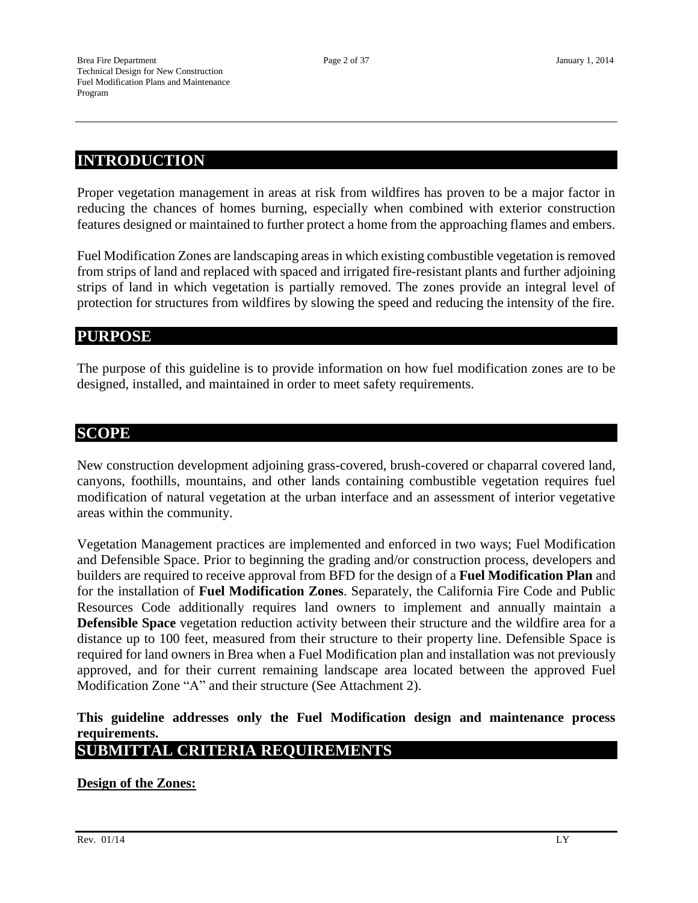## INTRODUCTION

Proper vegetation management in areas at risk from wildfires has proven to be a major factor in reducing the chances of homes burning, especially when combined with exterior construction features designed or maintained to further protect a home from the approaching flames and embers.

Fuel Modification Zones are landscaping areas in which existing combustible vegetation is removed from strips of land and replaced with spaced and irrigated fire-resistant plants and further adjoining strips of land in which vegetation is partially removed. The zones provide an integral level of protection for structures from wildfires by slowing the speed and reducing the intensity of the fire.

## PURPOSE

The purpose of this guideline is to provide information on how fuel modification zones are to be designed, installed, and maintained in order to meet safety requirements.

## SCOPE

New construction development adjoining grass-covered, brush-covered or chaparral covered land, canyons, foothills, mountains, and other lands containing combustible vegetation requires fuel modification of natural vegetation at the urban interface and an assessment of interior vegetative areas within the community.

Vegetation Management practices are implemented and enforced in two ways; Fuel Modification and Defensible Space. Prior to beginning the grading and/or construction process, developers and builders are required to receive approval from BFD for the design of a **Fuel Modification Plan** and for the installation of **Fuel Modification Zones**. Separately, the California Fire Code and Public Resources Code additionally requires land owners to implement and annually maintain a **Defensible Space** vegetation reduction activity between their structure and the wildfire area for a distance up to 100 feet, measured from their structure to their property line. Defensible Space is required for land owners in Brea when a Fuel Modification plan and installation was not previously approved, and for their current remaining landscape area located between the approved Fuel Modification Zone "A" and their structure (See Attachment 2).

**This guideline addresses only the Fuel Modification design and maintenance process requirements.**

## SUBMITTAL CRITERIA REQUIREMENTS

**<u>Design of the Zones:</u>**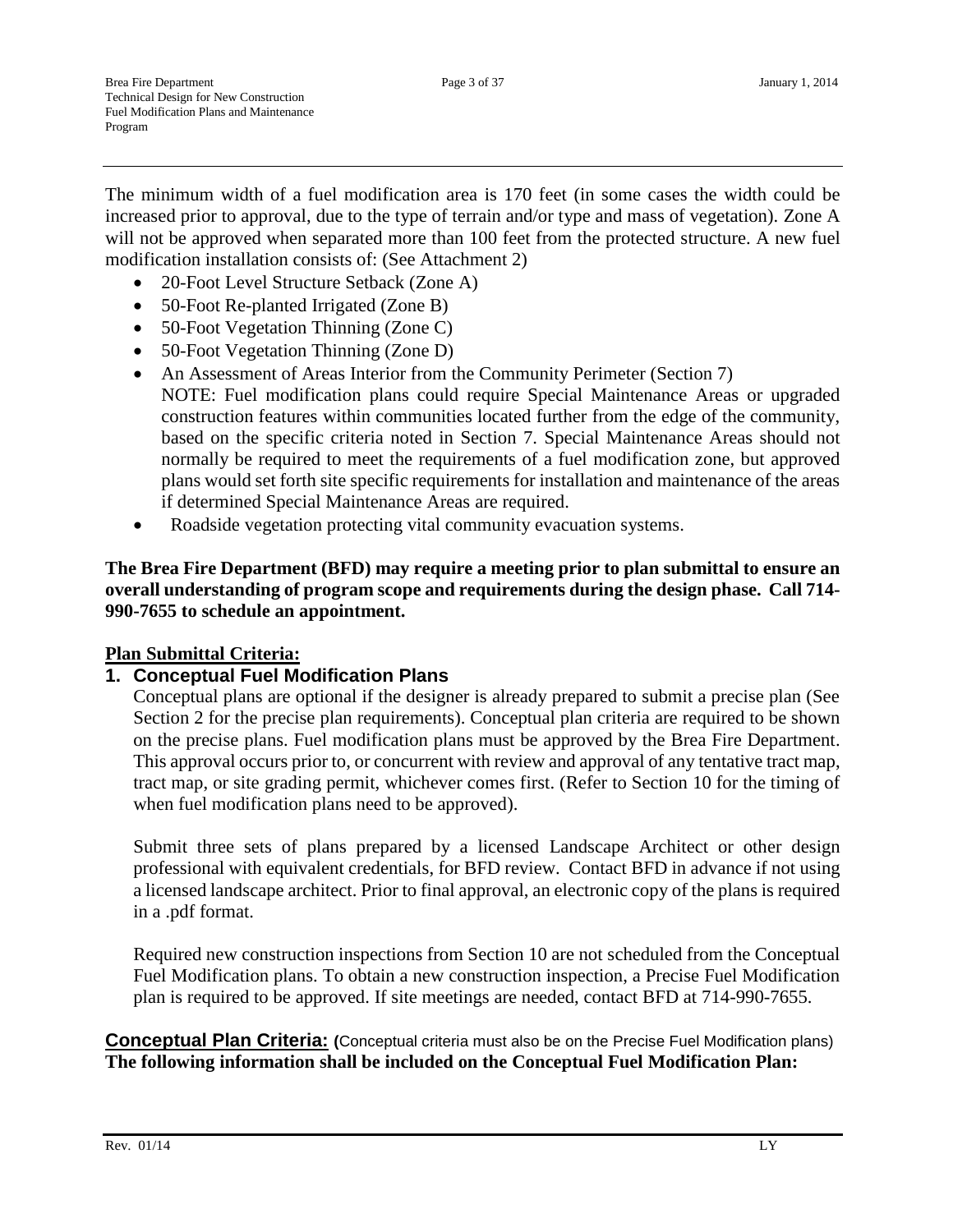The minimum width of a fuel modification area is 170 feet (in some cases the width could be increased prior to approval, due to the type of terrain and/or type and mass of vegetation). Zone A will not be approved when separated more than 100 feet from the protected structure. A new fuel modification installation consists of: (See Attachment 2)

- 20-Foot Level Structure Setback (Zone A)
- 50-Foot Re-planted Irrigated (Zone B)
- 50-Foot Vegetation Thinning (Zone C)
- 50-Foot Vegetation Thinning (Zone D)
- An Assessment of Areas Interior from the Community Perimeter (Section 7)
  NOTE: Fuel modification plans could require Special Maintenance Areas or upgraded construction features within communities located further from the edge of the community, based on the specific criteria noted in Section 7. Special Maintenance Areas should not normally be required to meet the requirements of a fuel modification zone, but approved plans would set forth site specific requirements for installation and maintenance of the areas if determined Special Maintenance Areas are required.
- Roadside vegetation protecting vital community evacuation systems.

**The Brea Fire Department (BFD) may require a meeting prior to plan submittal to ensure an overall understanding of program scope and requirements during the design phase. Call 714-990-7655 to schedule an appointment.**

**Plan Submittal Criteria:**

## 1. Conceptual Fuel Modification Plans

Conceptual plans are optional if the designer is already prepared to submit a precise plan (See Section 2 for the precise plan requirements). Conceptual plan criteria are required to be shown on the precise plans. Fuel modification plans must be approved by the Brea Fire Department. This approval occurs prior to, or concurrent with review and approval of any tentative tract map, tract map, or site grading permit, whichever comes first. (Refer to Section 10 for the timing of when fuel modification plans need to be approved).

Submit three sets of plans prepared by a licensed Landscape Architect or other design professional with equivalent credentials, for BFD review. Contact BFD in advance if not using a licensed landscape architect. Prior to final approval, an electronic copy of the plans is required in a .pdf format.

Required new construction inspections from Section 10 are not scheduled from the Conceptual Fuel Modification plans. To obtain a new construction inspection, a Precise Fuel Modification plan is required to be approved. If site meetings are needed, contact BFD at 714-990-7655.

**Conceptual Plan Criteria:** (Conceptual criteria must also be on the Precise Fuel Modification plans)
**The following information shall be included on the Conceptual Fuel Modification Plan:**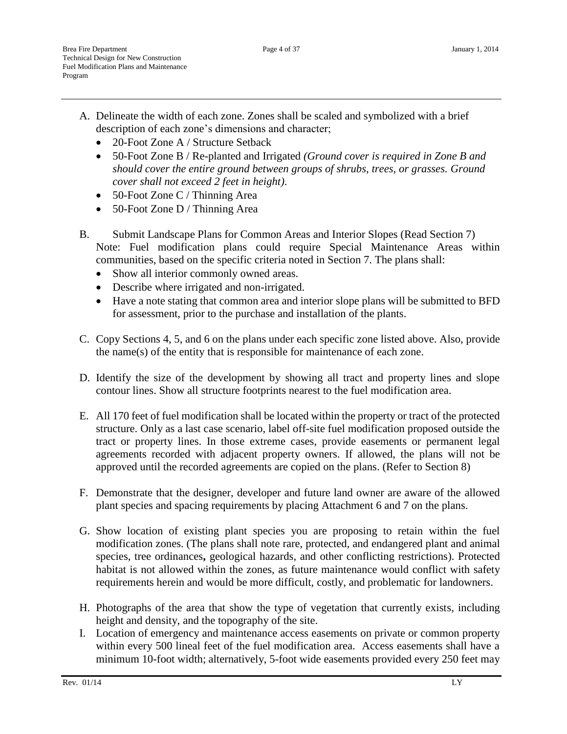A. Delineate the width of each zone. Zones shall be scaled and symbolized with a brief description of each zone's dimensions and character;
   - 20-Foot Zone A / Structure Setback
   - 50-Foot Zone B / Re-planted and Irrigated *(Ground cover is required in Zone B and should cover the entire ground between groups of shrubs, trees, or grasses. Ground cover shall not exceed 2 feet in height).*
   - 50-Foot Zone C / Thinning Area
   - 50-Foot Zone D / Thinning Area

B. Submit Landscape Plans for Common Areas and Interior Slopes (Read Section 7)
   Note: Fuel modification plans could require Special Maintenance Areas within communities, based on the specific criteria noted in Section 7. The plans shall:
   - Show all interior commonly owned areas.
   - Describe where irrigated and non-irrigated.
   - Have a note stating that common area and interior slope plans will be submitted to BFD for assessment, prior to the purchase and installation of the plants.

C. Copy Sections 4, 5, and 6 on the plans under each specific zone listed above. Also, provide the name(s) of the entity that is responsible for maintenance of each zone.

D. Identify the size of the development by showing all tract and property lines and slope contour lines. Show all structure footprints nearest to the fuel modification area.

E. All 170 feet of fuel modification shall be located within the property or tract of the protected structure. Only as a last case scenario, label off-site fuel modification proposed outside the tract or property lines. In those extreme cases, provide easements or permanent legal agreements recorded with adjacent property owners. If allowed, the plans will not be approved until the recorded agreements are copied on the plans. (Refer to Section 8)

F. Demonstrate that the designer, developer and future land owner are aware of the allowed plant species and spacing requirements by placing Attachment 6 and 7 on the plans.

G. Show location of existing plant species you are proposing to retain within the fuel modification zones. (The plans shall note rare, protected, and endangered plant and animal species, tree ordinances**,** geological hazards, and other conflicting restrictions). Protected habitat is not allowed within the zones, as future maintenance would conflict with safety requirements herein and would be more difficult, costly, and problematic for landowners.

H. Photographs of the area that show the type of vegetation that currently exists, including height and density, and the topography of the site.

I. Location of emergency and maintenance access easements on private or common property within every 500 lineal feet of the fuel modification area. Access easements shall have a minimum 10-foot width; alternatively, 5-foot wide easements provided every 250 feet may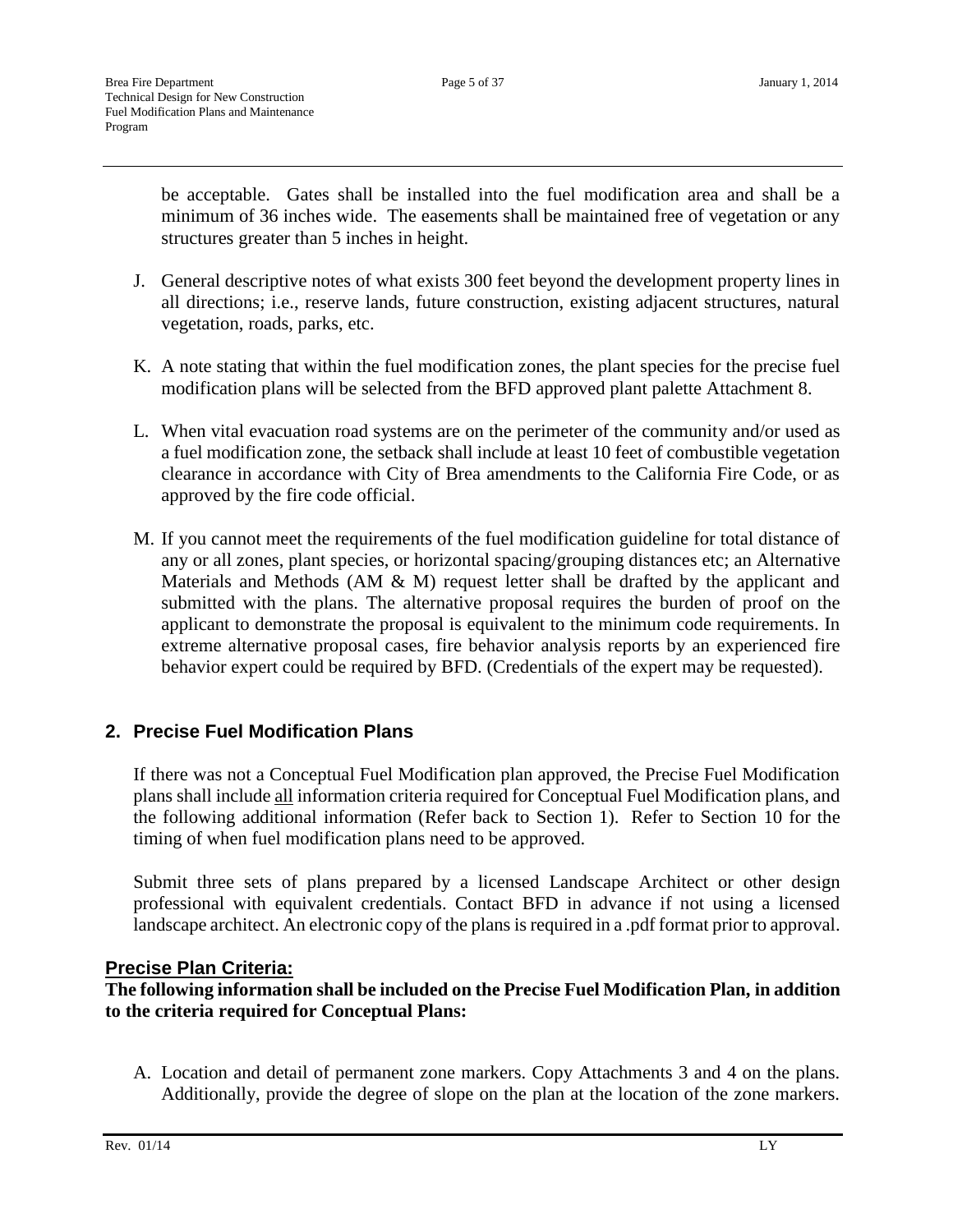be acceptable. Gates shall be installed into the fuel modification area and shall be a minimum of 36 inches wide. The easements shall be maintained free of vegetation or any structures greater than 5 inches in height.

J. General descriptive notes of what exists 300 feet beyond the development property lines in all directions; i.e., reserve lands, future construction, existing adjacent structures, natural vegetation, roads, parks, etc.

K. A note stating that within the fuel modification zones, the plant species for the precise fuel modification plans will be selected from the BFD approved plant palette Attachment 8.

L. When vital evacuation road systems are on the perimeter of the community and/or used as a fuel modification zone, the setback shall include at least 10 feet of combustible vegetation clearance in accordance with City of Brea amendments to the California Fire Code, or as approved by the fire code official.

M. If you cannot meet the requirements of the fuel modification guideline for total distance of any or all zones, plant species, or horizontal spacing/grouping distances etc; an Alternative Materials and Methods (AM & M) request letter shall be drafted by the applicant and submitted with the plans. The alternative proposal requires the burden of proof on the applicant to demonstrate the proposal is equivalent to the minimum code requirements. In extreme alternative proposal cases, fire behavior analysis reports by an experienced fire behavior expert could be required by BFD. (Credentials of the expert may be requested).

## 2. Precise Fuel Modification Plans

If there was not a Conceptual Fuel Modification plan approved, the Precise Fuel Modification plans shall include <u>all</u> information criteria required for Conceptual Fuel Modification plans, and the following additional information (Refer back to Section 1). Refer to Section 10 for the timing of when fuel modification plans need to be approved.

Submit three sets of plans prepared by a licensed Landscape Architect or other design professional with equivalent credentials. Contact BFD in advance if not using a licensed landscape architect. An electronic copy of the plans is required in a .pdf format prior to approval.

### <u>Precise Plan Criteria:</u>

**The following information shall be included on the Precise Fuel Modification Plan, in addition to the criteria required for Conceptual Plans:**

A. Location and detail of permanent zone markers. Copy Attachments 3 and 4 on the plans. Additionally, provide the degree of slope on the plan at the location of the zone markers.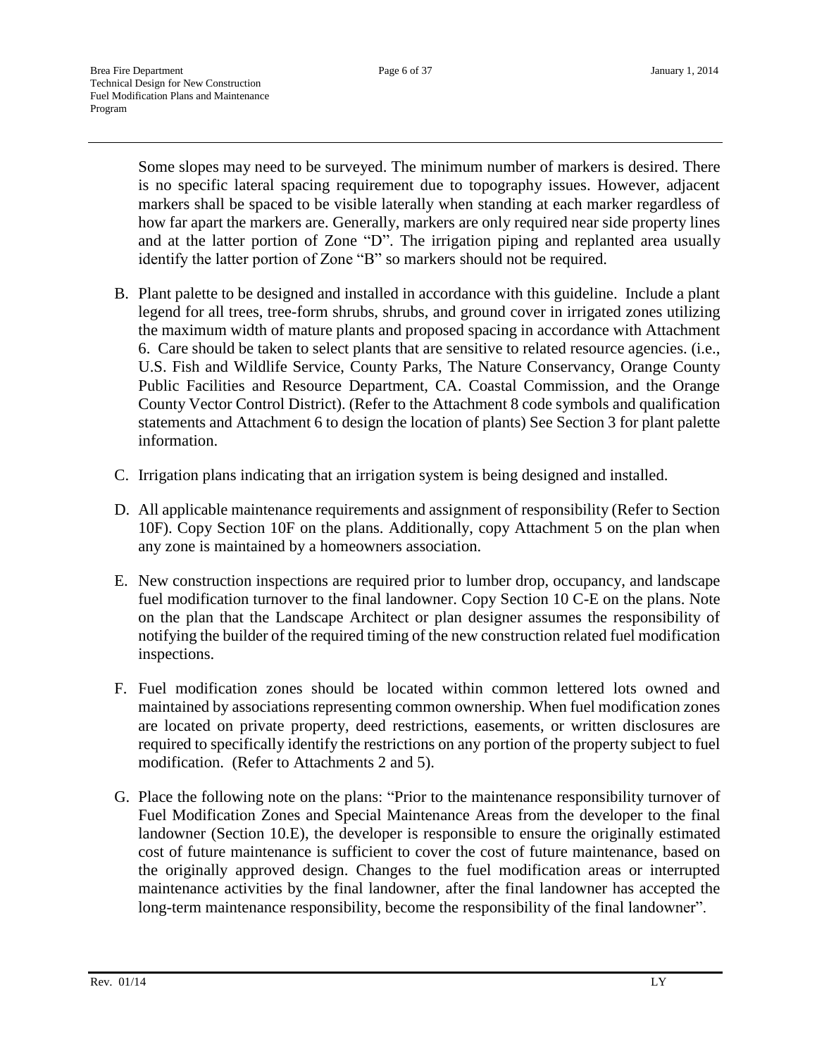Some slopes may need to be surveyed. The minimum number of markers is desired. There is no specific lateral spacing requirement due to topography issues. However, adjacent markers shall be spaced to be visible laterally when standing at each marker regardless of how far apart the markers are. Generally, markers are only required near side property lines and at the latter portion of Zone "D". The irrigation piping and replanted area usually identify the latter portion of Zone "B" so markers should not be required.

B. Plant palette to be designed and installed in accordance with this guideline. Include a plant legend for all trees, tree-form shrubs, shrubs, and ground cover in irrigated zones utilizing the maximum width of mature plants and proposed spacing in accordance with Attachment 6. Care should be taken to select plants that are sensitive to related resource agencies. (i.e., U.S. Fish and Wildlife Service, County Parks, The Nature Conservancy, Orange County Public Facilities and Resource Department, CA. Coastal Commission, and the Orange County Vector Control District). (Refer to the Attachment 8 code symbols and qualification statements and Attachment 6 to design the location of plants) See Section 3 for plant palette information.

C. Irrigation plans indicating that an irrigation system is being designed and installed.

D. All applicable maintenance requirements and assignment of responsibility (Refer to Section 10F). Copy Section 10F on the plans. Additionally, copy Attachment 5 on the plan when any zone is maintained by a homeowners association.

E. New construction inspections are required prior to lumber drop, occupancy, and landscape fuel modification turnover to the final landowner. Copy Section 10 C-E on the plans. Note on the plan that the Landscape Architect or plan designer assumes the responsibility of notifying the builder of the required timing of the new construction related fuel modification inspections.

F. Fuel modification zones should be located within common lettered lots owned and maintained by associations representing common ownership. When fuel modification zones are located on private property, deed restrictions, easements, or written disclosures are required to specifically identify the restrictions on any portion of the property subject to fuel modification. (Refer to Attachments 2 and 5).

G. Place the following note on the plans: "Prior to the maintenance responsibility turnover of Fuel Modification Zones and Special Maintenance Areas from the developer to the final landowner (Section 10.E), the developer is responsible to ensure the originally estimated cost of future maintenance is sufficient to cover the cost of future maintenance, based on the originally approved design. Changes to the fuel modification areas or interrupted maintenance activities by the final landowner, after the final landowner has accepted the long-term maintenance responsibility, become the responsibility of the final landowner".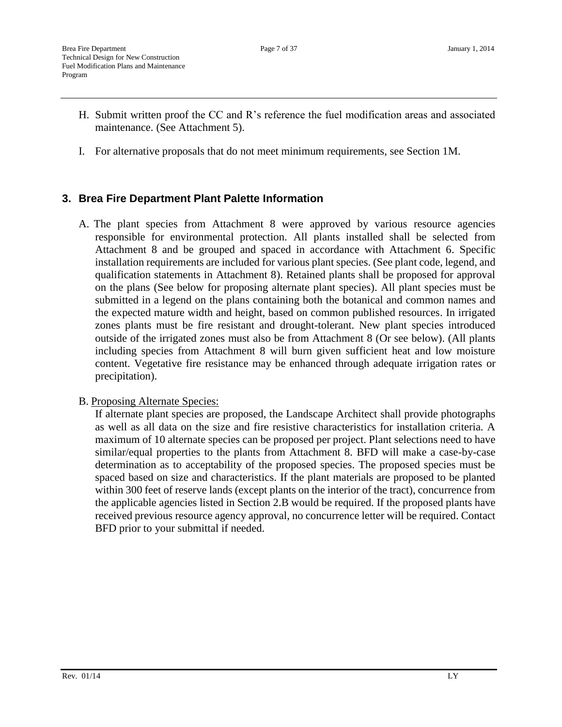H. Submit written proof the CC and R's reference the fuel modification areas and associated maintenance. (See Attachment 5).

I. For alternative proposals that do not meet minimum requirements, see Section 1M.

## 3. Brea Fire Department Plant Palette Information

A. The plant species from Attachment 8 were approved by various resource agencies responsible for environmental protection. All plants installed shall be selected from Attachment 8 and be grouped and spaced in accordance with Attachment 6. Specific installation requirements are included for various plant species. (See plant code, legend, and qualification statements in Attachment 8). Retained plants shall be proposed for approval on the plans (See below for proposing alternate plant species). All plant species must be submitted in a legend on the plans containing both the botanical and common names and the expected mature width and height, based on common published resources. In irrigated zones plants must be fire resistant and drought-tolerant. New plant species introduced outside of the irrigated zones must also be from Attachment 8 (Or see below). (All plants including species from Attachment 8 will burn given sufficient heat and low moisture content. Vegetative fire resistance may be enhanced through adequate irrigation rates or precipitation).

B. Proposing Alternate Species:
If alternate plant species are proposed, the Landscape Architect shall provide photographs as well as all data on the size and fire resistive characteristics for installation criteria. A maximum of 10 alternate species can be proposed per project. Plant selections need to have similar/equal properties to the plants from Attachment 8. BFD will make a case-by-case determination as to acceptability of the proposed species. The proposed species must be spaced based on size and characteristics. If the plant materials are proposed to be planted within 300 feet of reserve lands (except plants on the interior of the tract), concurrence from the applicable agencies listed in Section 2.B would be required. If the proposed plants have received previous resource agency approval, no concurrence letter will be required. Contact BFD prior to your submittal if needed.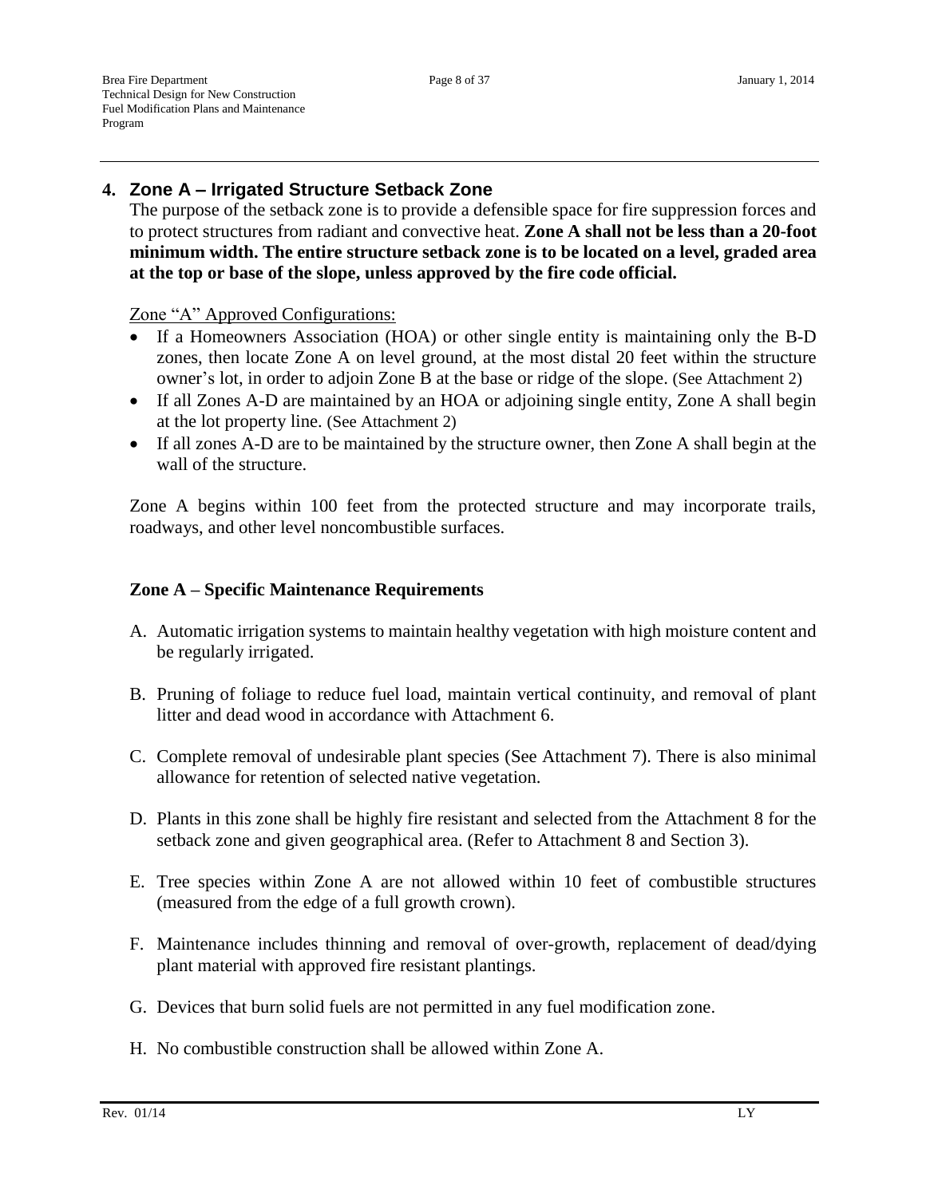## 4. Zone A – Irrigated Structure Setback Zone

The purpose of the setback zone is to provide a defensible space for fire suppression forces and to protect structures from radiant and convective heat. **Zone A shall not be less than a 20-foot minimum width. The entire structure setback zone is to be located on a level, graded area at the top or base of the slope, unless approved by the fire code official.**

Zone "A" Approved Configurations:

- If a Homeowners Association (HOA) or other single entity is maintaining only the B-D zones, then locate Zone A on level ground, at the most distal 20 feet within the structure owner's lot, in order to adjoin Zone B at the base or ridge of the slope. (See Attachment 2)
- If all Zones A-D are maintained by an HOA or adjoining single entity, Zone A shall begin at the lot property line. (See Attachment 2)
- If all zones A-D are to be maintained by the structure owner, then Zone A shall begin at the wall of the structure.

Zone A begins within 100 feet from the protected structure and may incorporate trails, roadways, and other level noncombustible surfaces.

### Zone A – Specific Maintenance Requirements

A. Automatic irrigation systems to maintain healthy vegetation with high moisture content and be regularly irrigated.

B. Pruning of foliage to reduce fuel load, maintain vertical continuity, and removal of plant litter and dead wood in accordance with Attachment 6.

C. Complete removal of undesirable plant species (See Attachment 7). There is also minimal allowance for retention of selected native vegetation.

D. Plants in this zone shall be highly fire resistant and selected from the Attachment 8 for the setback zone and given geographical area. (Refer to Attachment 8 and Section 3).

E. Tree species within Zone A are not allowed within 10 feet of combustible structures (measured from the edge of a full growth crown).

F. Maintenance includes thinning and removal of over-growth, replacement of dead/dying plant material with approved fire resistant plantings.

G. Devices that burn solid fuels are not permitted in any fuel modification zone.

H. No combustible construction shall be allowed within Zone A.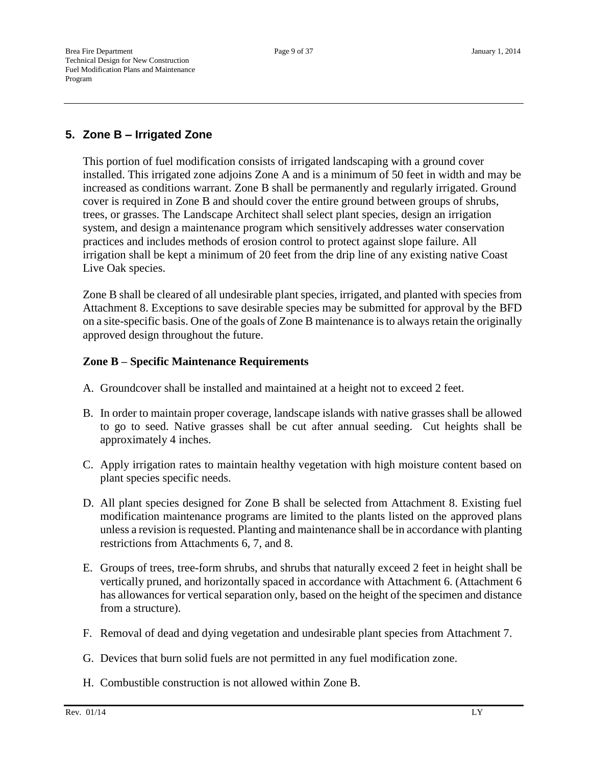## 5. Zone B – Irrigated Zone

This portion of fuel modification consists of irrigated landscaping with a ground cover installed. This irrigated zone adjoins Zone A and is a minimum of 50 feet in width and may be increased as conditions warrant. Zone B shall be permanently and regularly irrigated. Ground cover is required in Zone B and should cover the entire ground between groups of shrubs, trees, or grasses. The Landscape Architect shall select plant species, design an irrigation system, and design a maintenance program which sensitively addresses water conservation practices and includes methods of erosion control to protect against slope failure. All irrigation shall be kept a minimum of 20 feet from the drip line of any existing native Coast Live Oak species.

Zone B shall be cleared of all undesirable plant species, irrigated, and planted with species from Attachment 8. Exceptions to save desirable species may be submitted for approval by the BFD on a site-specific basis. One of the goals of Zone B maintenance is to always retain the originally approved design throughout the future.

**Zone B – Specific Maintenance Requirements**

A. Groundcover shall be installed and maintained at a height not to exceed 2 feet.

B. In order to maintain proper coverage, landscape islands with native grasses shall be allowed to go to seed. Native grasses shall be cut after annual seeding. Cut heights shall be approximately 4 inches.

C. Apply irrigation rates to maintain healthy vegetation with high moisture content based on plant species specific needs.

D. All plant species designed for Zone B shall be selected from Attachment 8. Existing fuel modification maintenance programs are limited to the plants listed on the approved plans unless a revision is requested. Planting and maintenance shall be in accordance with planting restrictions from Attachments 6, 7, and 8.

E. Groups of trees, tree-form shrubs, and shrubs that naturally exceed 2 feet in height shall be vertically pruned, and horizontally spaced in accordance with Attachment 6. (Attachment 6 has allowances for vertical separation only, based on the height of the specimen and distance from a structure).

F. Removal of dead and dying vegetation and undesirable plant species from Attachment 7.

G. Devices that burn solid fuels are not permitted in any fuel modification zone.

H. Combustible construction is not allowed within Zone B.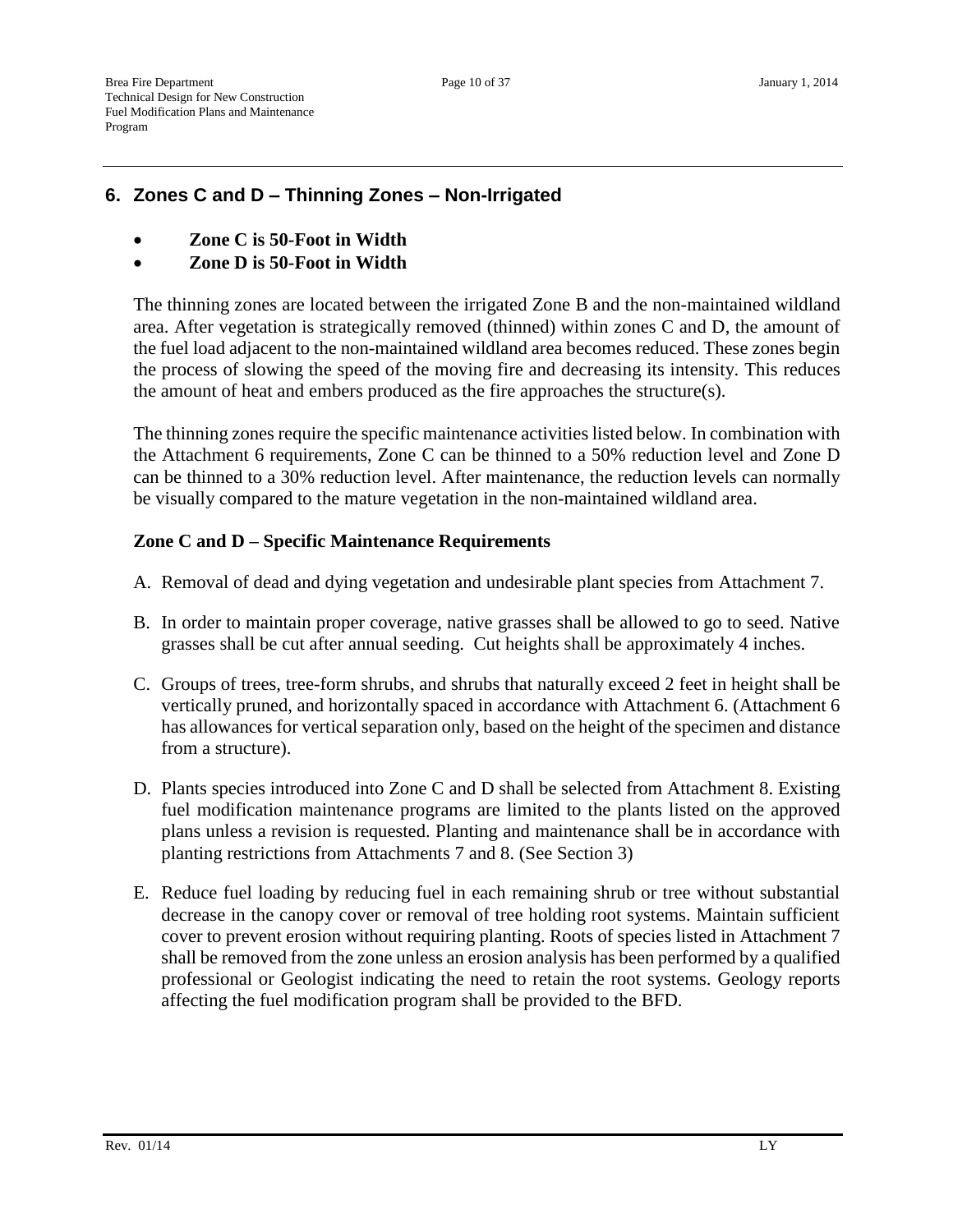## 6. Zones C and D – Thinning Zones – Non-Irrigated

- **Zone C is 50-Foot in Width**
- **Zone D is 50-Foot in Width**

The thinning zones are located between the irrigated Zone B and the non-maintained wildland area. After vegetation is strategically removed (thinned) within zones C and D, the amount of the fuel load adjacent to the non-maintained wildland area becomes reduced. These zones begin the process of slowing the speed of the moving fire and decreasing its intensity. This reduces the amount of heat and embers produced as the fire approaches the structure(s).

The thinning zones require the specific maintenance activities listed below. In combination with the Attachment 6 requirements, Zone C can be thinned to a 50% reduction level and Zone D can be thinned to a 30% reduction level. After maintenance, the reduction levels can normally be visually compared to the mature vegetation in the non-maintained wildland area.

**Zone C and D – Specific Maintenance Requirements**

A. Removal of dead and dying vegetation and undesirable plant species from Attachment 7.

B. In order to maintain proper coverage, native grasses shall be allowed to go to seed. Native grasses shall be cut after annual seeding. Cut heights shall be approximately 4 inches.

C. Groups of trees, tree-form shrubs, and shrubs that naturally exceed 2 feet in height shall be vertically pruned, and horizontally spaced in accordance with Attachment 6. (Attachment 6 has allowances for vertical separation only, based on the height of the specimen and distance from a structure).

D. Plants species introduced into Zone C and D shall be selected from Attachment 8. Existing fuel modification maintenance programs are limited to the plants listed on the approved plans unless a revision is requested. Planting and maintenance shall be in accordance with planting restrictions from Attachments 7 and 8. (See Section 3)

E. Reduce fuel loading by reducing fuel in each remaining shrub or tree without substantial decrease in the canopy cover or removal of tree holding root systems. Maintain sufficient cover to prevent erosion without requiring planting. Roots of species listed in Attachment 7 shall be removed from the zone unless an erosion analysis has been performed by a qualified professional or Geologist indicating the need to retain the root systems. Geology reports affecting the fuel modification program shall be provided to the BFD.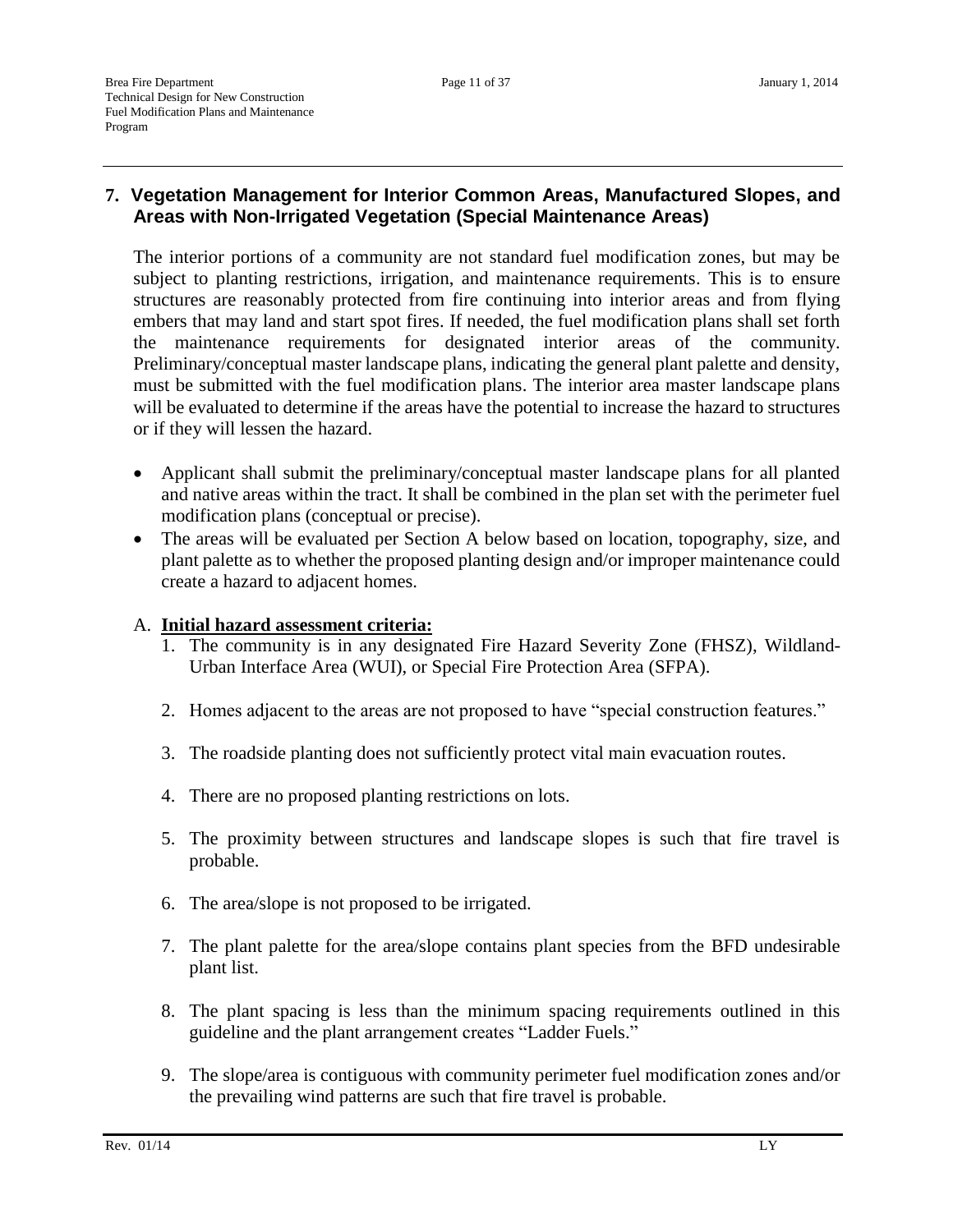## 7. Vegetation Management for Interior Common Areas, Manufactured Slopes, and Areas with Non-Irrigated Vegetation (Special Maintenance Areas)

The interior portions of a community are not standard fuel modification zones, but may be subject to planting restrictions, irrigation, and maintenance requirements. This is to ensure structures are reasonably protected from fire continuing into interior areas and from flying embers that may land and start spot fires. If needed, the fuel modification plans shall set forth the maintenance requirements for designated interior areas of the community. Preliminary/conceptual master landscape plans, indicating the general plant palette and density, must be submitted with the fuel modification plans. The interior area master landscape plans will be evaluated to determine if the areas have the potential to increase the hazard to structures or if they will lessen the hazard.

- Applicant shall submit the preliminary/conceptual master landscape plans for all planted and native areas within the tract. It shall be combined in the plan set with the perimeter fuel modification plans (conceptual or precise).
- The areas will be evaluated per Section A below based on location, topography, size, and plant palette as to whether the proposed planting design and/or improper maintenance could create a hazard to adjacent homes.

A. **Initial hazard assessment criteria:**

1. The community is in any designated Fire Hazard Severity Zone (FHSZ), Wildland-Urban Interface Area (WUI), or Special Fire Protection Area (SFPA).
2. Homes adjacent to the areas are not proposed to have "special construction features."
3. The roadside planting does not sufficiently protect vital main evacuation routes.
4. There are no proposed planting restrictions on lots.
5. The proximity between structures and landscape slopes is such that fire travel is probable.
6. The area/slope is not proposed to be irrigated.
7. The plant palette for the area/slope contains plant species from the BFD undesirable plant list.
8. The plant spacing is less than the minimum spacing requirements outlined in this guideline and the plant arrangement creates "Ladder Fuels."
9. The slope/area is contiguous with community perimeter fuel modification zones and/or the prevailing wind patterns are such that fire travel is probable.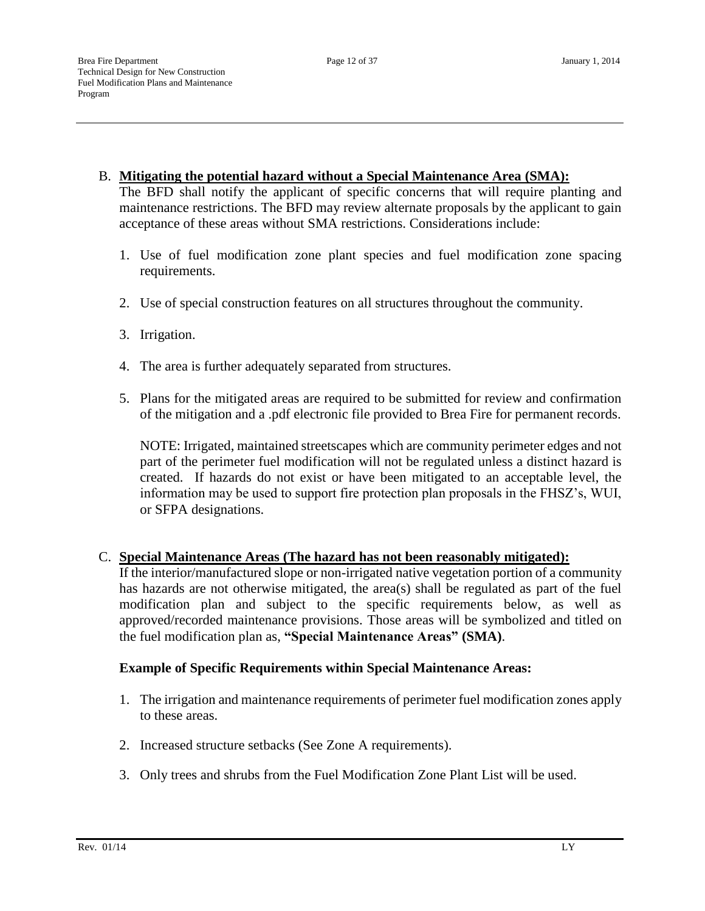B. **Mitigating the potential hazard without a Special Maintenance Area (SMA):**
The BFD shall notify the applicant of specific concerns that will require planting and maintenance restrictions. The BFD may review alternate proposals by the applicant to gain acceptance of these areas without SMA restrictions. Considerations include:

1. Use of fuel modification zone plant species and fuel modification zone spacing requirements.

2. Use of special construction features on all structures throughout the community.

3. Irrigation.

4. The area is further adequately separated from structures.

5. Plans for the mitigated areas are required to be submitted for review and confirmation of the mitigation and a .pdf electronic file provided to Brea Fire for permanent records.

   NOTE: Irrigated, maintained streetscapes which are community perimeter edges and not part of the perimeter fuel modification will not be regulated unless a distinct hazard is created. If hazards do not exist or have been mitigated to an acceptable level, the information may be used to support fire protection plan proposals in the FHSZ's, WUI, or SFPA designations.

C. **Special Maintenance Areas (The hazard has not been reasonably mitigated):**
If the interior/manufactured slope or non-irrigated native vegetation portion of a community has hazards are not otherwise mitigated, the area(s) shall be regulated as part of the fuel modification plan and subject to the specific requirements below, as well as approved/recorded maintenance provisions. Those areas will be symbolized and titled on the fuel modification plan as, **"Special Maintenance Areas" (SMA)**.

**Example of Specific Requirements within Special Maintenance Areas:**

1. The irrigation and maintenance requirements of perimeter fuel modification zones apply to these areas.

2. Increased structure setbacks (See Zone A requirements).

3. Only trees and shrubs from the Fuel Modification Zone Plant List will be used.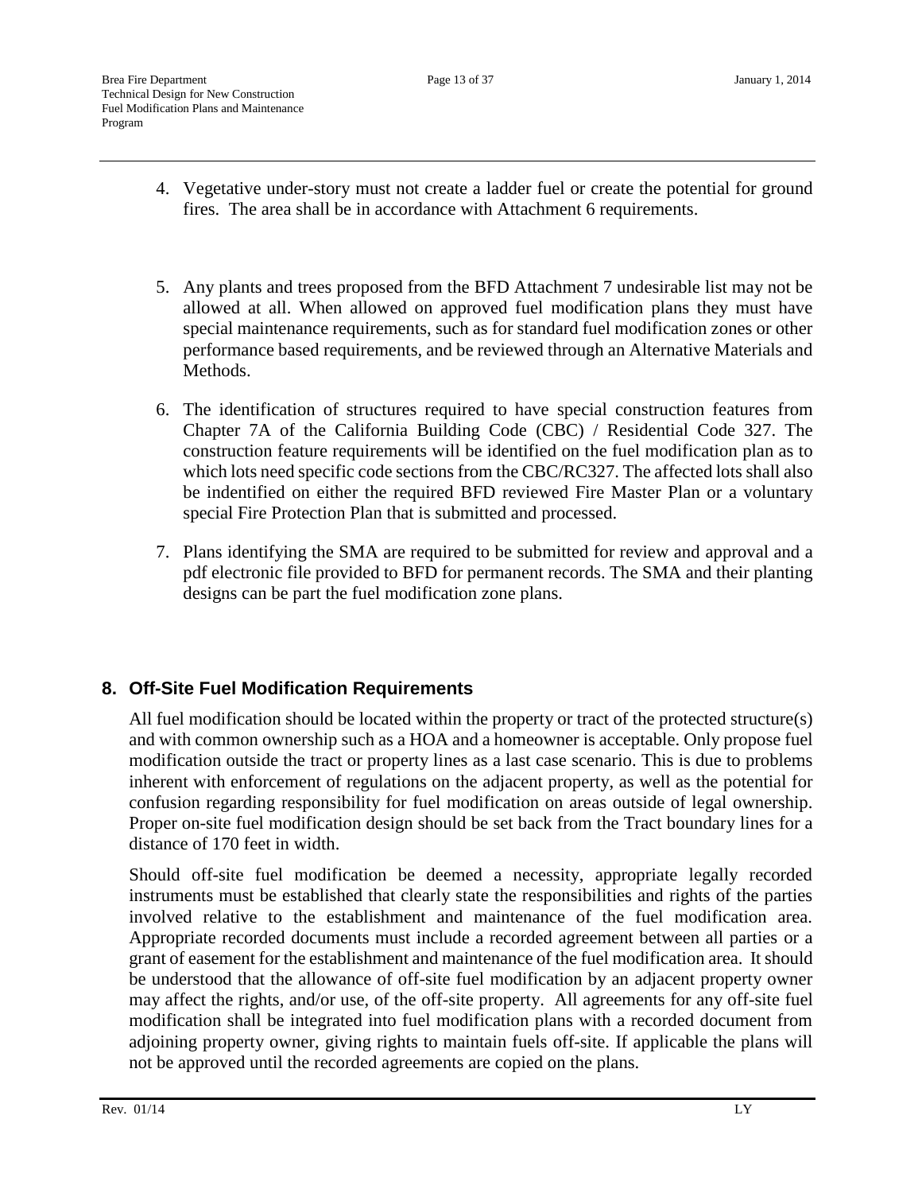4. Vegetative under-story must not create a ladder fuel or create the potential for ground fires. The area shall be in accordance with Attachment 6 requirements.

5. Any plants and trees proposed from the BFD Attachment 7 undesirable list may not be allowed at all. When allowed on approved fuel modification plans they must have special maintenance requirements, such as for standard fuel modification zones or other performance based requirements, and be reviewed through an Alternative Materials and Methods.

6. The identification of structures required to have special construction features from Chapter 7A of the California Building Code (CBC) / Residential Code 327. The construction feature requirements will be identified on the fuel modification plan as to which lots need specific code sections from the CBC/RC327. The affected lots shall also be indentified on either the required BFD reviewed Fire Master Plan or a voluntary special Fire Protection Plan that is submitted and processed.

7. Plans identifying the SMA are required to be submitted for review and approval and a pdf electronic file provided to BFD for permanent records. The SMA and their planting designs can be part the fuel modification zone plans.

## 8. Off-Site Fuel Modification Requirements

All fuel modification should be located within the property or tract of the protected structure(s) and with common ownership such as a HOA and a homeowner is acceptable. Only propose fuel modification outside the tract or property lines as a last case scenario. This is due to problems inherent with enforcement of regulations on the adjacent property, as well as the potential for confusion regarding responsibility for fuel modification on areas outside of legal ownership. Proper on-site fuel modification design should be set back from the Tract boundary lines for a distance of 170 feet in width.

Should off-site fuel modification be deemed a necessity, appropriate legally recorded instruments must be established that clearly state the responsibilities and rights of the parties involved relative to the establishment and maintenance of the fuel modification area. Appropriate recorded documents must include a recorded agreement between all parties or a grant of easement for the establishment and maintenance of the fuel modification area. It should be understood that the allowance of off-site fuel modification by an adjacent property owner may affect the rights, and/or use, of the off-site property. All agreements for any off-site fuel modification shall be integrated into fuel modification plans with a recorded document from adjoining property owner, giving rights to maintain fuels off-site. If applicable the plans will not be approved until the recorded agreements are copied on the plans.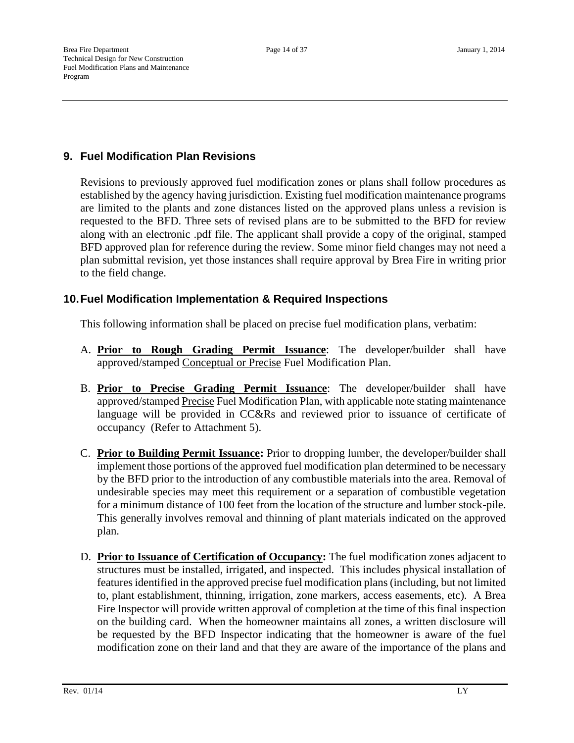## 9. Fuel Modification Plan Revisions

Revisions to previously approved fuel modification zones or plans shall follow procedures as established by the agency having jurisdiction. Existing fuel modification maintenance programs are limited to the plants and zone distances listed on the approved plans unless a revision is requested to the BFD. Three sets of revised plans are to be submitted to the BFD for review along with an electronic .pdf file. The applicant shall provide a copy of the original, stamped BFD approved plan for reference during the review. Some minor field changes may not need a plan submittal revision, yet those instances shall require approval by Brea Fire in writing prior to the field change.

## 10. Fuel Modification Implementation & Required Inspections

This following information shall be placed on precise fuel modification plans, verbatim:

A. **Prior to Rough Grading Permit Issuance**: The developer/builder shall have approved/stamped Conceptual or Precise Fuel Modification Plan.

B. **Prior to Precise Grading Permit Issuance**: The developer/builder shall have approved/stamped Precise Fuel Modification Plan, with applicable note stating maintenance language will be provided in CC&Rs and reviewed prior to issuance of certificate of occupancy (Refer to Attachment 5).

C. **Prior to Building Permit Issuance:** Prior to dropping lumber, the developer/builder shall implement those portions of the approved fuel modification plan determined to be necessary by the BFD prior to the introduction of any combustible materials into the area. Removal of undesirable species may meet this requirement or a separation of combustible vegetation for a minimum distance of 100 feet from the location of the structure and lumber stock-pile. This generally involves removal and thinning of plant materials indicated on the approved plan.

D. **Prior to Issuance of Certification of Occupancy:** The fuel modification zones adjacent to structures must be installed, irrigated, and inspected. This includes physical installation of features identified in the approved precise fuel modification plans (including, but not limited to, plant establishment, thinning, irrigation, zone markers, access easements, etc). A Brea Fire Inspector will provide written approval of completion at the time of this final inspection on the building card. When the homeowner maintains all zones, a written disclosure will be requested by the BFD Inspector indicating that the homeowner is aware of the fuel modification zone on their land and that they are aware of the importance of the plans and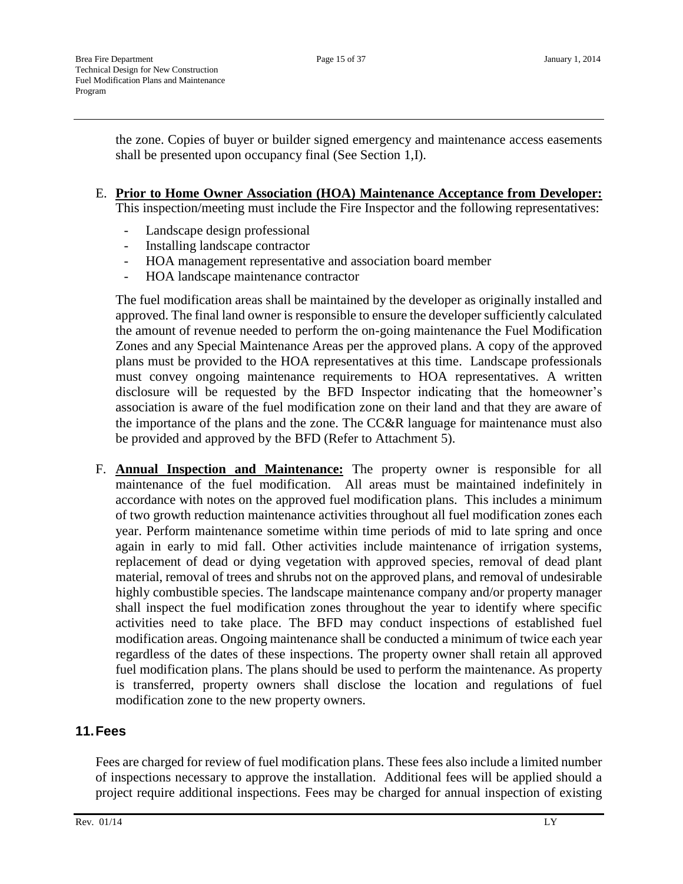the zone. Copies of buyer or builder signed emergency and maintenance access easements shall be presented upon occupancy final (See Section 1,I).

E. **Prior to Home Owner Association (HOA) Maintenance Acceptance from Developer:** This inspection/meeting must include the Fire Inspector and the following representatives:

- Landscape design professional
- Installing landscape contractor
- HOA management representative and association board member
- HOA landscape maintenance contractor

The fuel modification areas shall be maintained by the developer as originally installed and approved. The final land owner is responsible to ensure the developer sufficiently calculated the amount of revenue needed to perform the on-going maintenance the Fuel Modification Zones and any Special Maintenance Areas per the approved plans. A copy of the approved plans must be provided to the HOA representatives at this time. Landscape professionals must convey ongoing maintenance requirements to HOA representatives. A written disclosure will be requested by the BFD Inspector indicating that the homeowner's association is aware of the fuel modification zone on their land and that they are aware of the importance of the plans and the zone. The CC&R language for maintenance must also be provided and approved by the BFD (Refer to Attachment 5).

F. **Annual Inspection and Maintenance:** The property owner is responsible for all maintenance of the fuel modification. All areas must be maintained indefinitely in accordance with notes on the approved fuel modification plans. This includes a minimum of two growth reduction maintenance activities throughout all fuel modification zones each year. Perform maintenance sometime within time periods of mid to late spring and once again in early to mid fall. Other activities include maintenance of irrigation systems, replacement of dead or dying vegetation with approved species, removal of dead plant material, removal of trees and shrubs not on the approved plans, and removal of undesirable highly combustible species. The landscape maintenance company and/or property manager shall inspect the fuel modification zones throughout the year to identify where specific activities need to take place. The BFD may conduct inspections of established fuel modification areas. Ongoing maintenance shall be conducted a minimum of twice each year regardless of the dates of these inspections. The property owner shall retain all approved fuel modification plans. The plans should be used to perform the maintenance. As property is transferred, property owners shall disclose the location and regulations of fuel modification zone to the new property owners.

## 11. Fees

Fees are charged for review of fuel modification plans. These fees also include a limited number of inspections necessary to approve the installation. Additional fees will be applied should a project require additional inspections. Fees may be charged for annual inspection of existing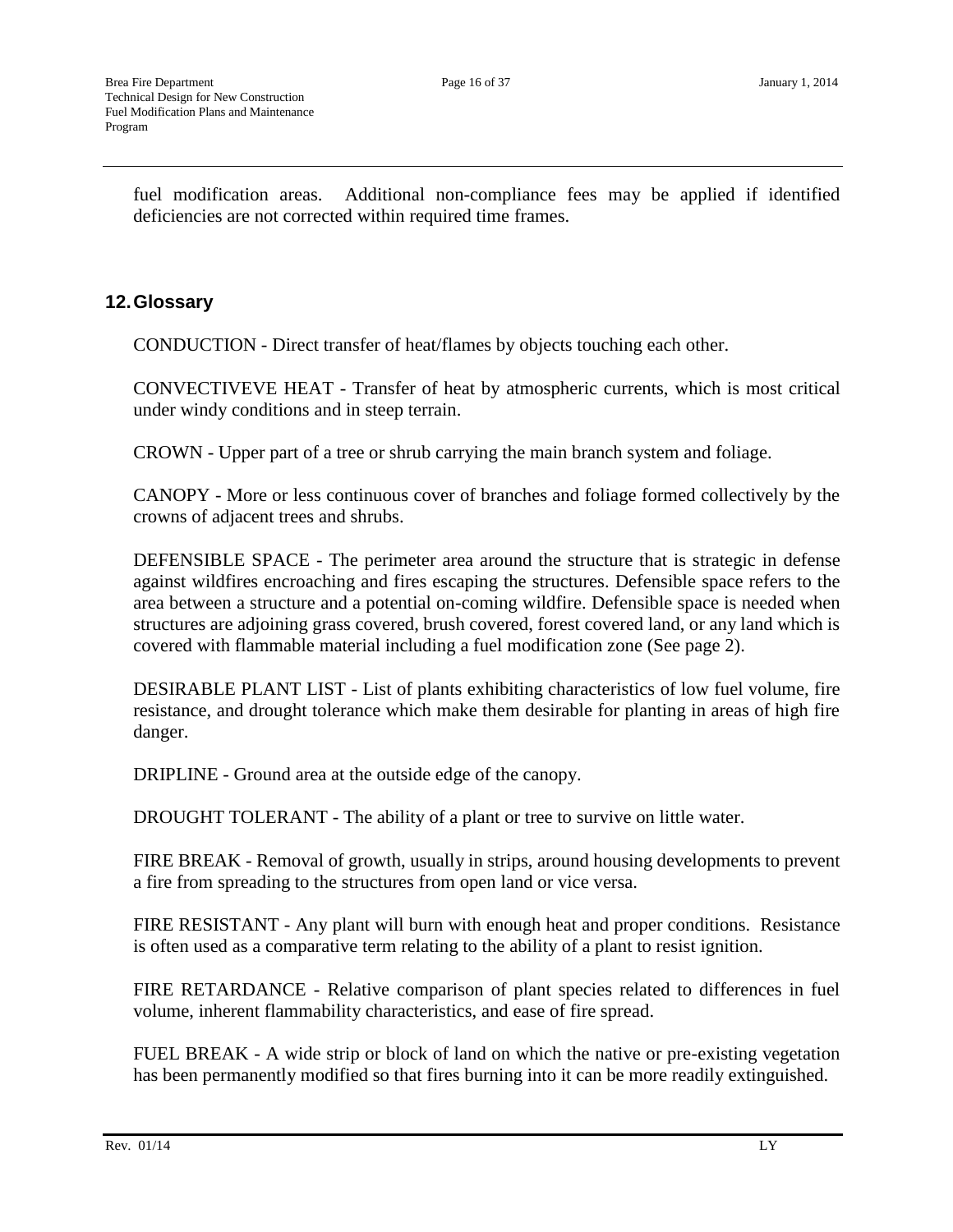fuel modification areas. Additional non-compliance fees may be applied if identified deficiencies are not corrected within required time frames.

## 12. Glossary

CONDUCTION - Direct transfer of heat/flames by objects touching each other.

CONVECTIVEVE HEAT - Transfer of heat by atmospheric currents, which is most critical under windy conditions and in steep terrain.

CROWN - Upper part of a tree or shrub carrying the main branch system and foliage.

CANOPY - More or less continuous cover of branches and foliage formed collectively by the crowns of adjacent trees and shrubs.

DEFENSIBLE SPACE - The perimeter area around the structure that is strategic in defense against wildfires encroaching and fires escaping the structures. Defensible space refers to the area between a structure and a potential on-coming wildfire. Defensible space is needed when structures are adjoining grass covered, brush covered, forest covered land, or any land which is covered with flammable material including a fuel modification zone (See page 2).

DESIRABLE PLANT LIST - List of plants exhibiting characteristics of low fuel volume, fire resistance, and drought tolerance which make them desirable for planting in areas of high fire danger.

DRIPLINE - Ground area at the outside edge of the canopy.

DROUGHT TOLERANT - The ability of a plant or tree to survive on little water.

FIRE BREAK - Removal of growth, usually in strips, around housing developments to prevent a fire from spreading to the structures from open land or vice versa.

FIRE RESISTANT - Any plant will burn with enough heat and proper conditions. Resistance is often used as a comparative term relating to the ability of a plant to resist ignition.

FIRE RETARDANCE - Relative comparison of plant species related to differences in fuel volume, inherent flammability characteristics, and ease of fire spread.

FUEL BREAK - A wide strip or block of land on which the native or pre-existing vegetation has been permanently modified so that fires burning into it can be more readily extinguished.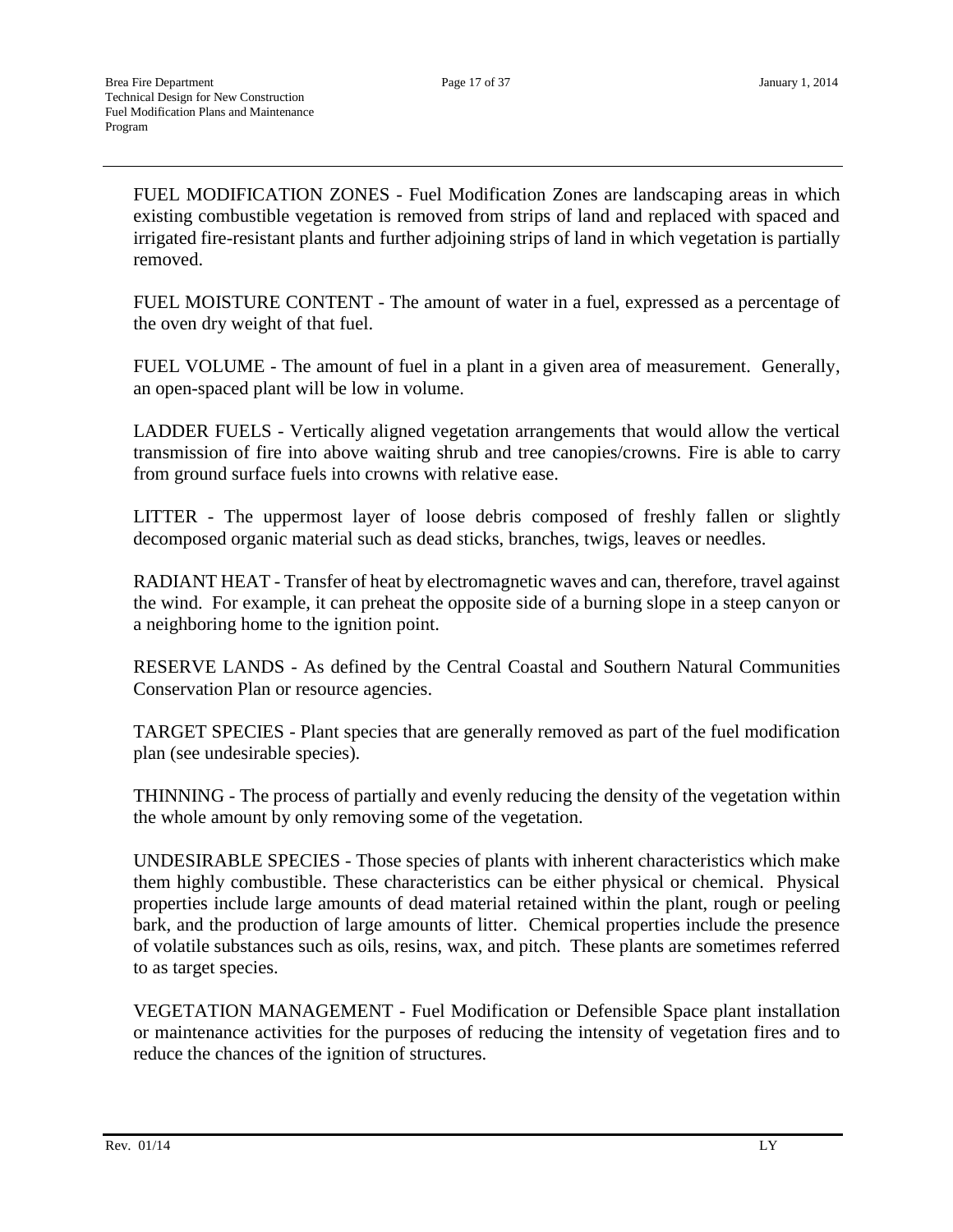FUEL MODIFICATION ZONES - Fuel Modification Zones are landscaping areas in which existing combustible vegetation is removed from strips of land and replaced with spaced and irrigated fire-resistant plants and further adjoining strips of land in which vegetation is partially removed.

FUEL MOISTURE CONTENT - The amount of water in a fuel, expressed as a percentage of the oven dry weight of that fuel.

FUEL VOLUME - The amount of fuel in a plant in a given area of measurement. Generally, an open-spaced plant will be low in volume.

LADDER FUELS - Vertically aligned vegetation arrangements that would allow the vertical transmission of fire into above waiting shrub and tree canopies/crowns. Fire is able to carry from ground surface fuels into crowns with relative ease.

LITTER - The uppermost layer of loose debris composed of freshly fallen or slightly decomposed organic material such as dead sticks, branches, twigs, leaves or needles.

RADIANT HEAT - Transfer of heat by electromagnetic waves and can, therefore, travel against the wind. For example, it can preheat the opposite side of a burning slope in a steep canyon or a neighboring home to the ignition point.

RESERVE LANDS - As defined by the Central Coastal and Southern Natural Communities Conservation Plan or resource agencies.

TARGET SPECIES - Plant species that are generally removed as part of the fuel modification plan (see undesirable species).

THINNING - The process of partially and evenly reducing the density of the vegetation within the whole amount by only removing some of the vegetation.

UNDESIRABLE SPECIES - Those species of plants with inherent characteristics which make them highly combustible. These characteristics can be either physical or chemical. Physical properties include large amounts of dead material retained within the plant, rough or peeling bark, and the production of large amounts of litter. Chemical properties include the presence of volatile substances such as oils, resins, wax, and pitch. These plants are sometimes referred to as target species.

VEGETATION MANAGEMENT - Fuel Modification or Defensible Space plant installation or maintenance activities for the purposes of reducing the intensity of vegetation fires and to reduce the chances of the ignition of structures.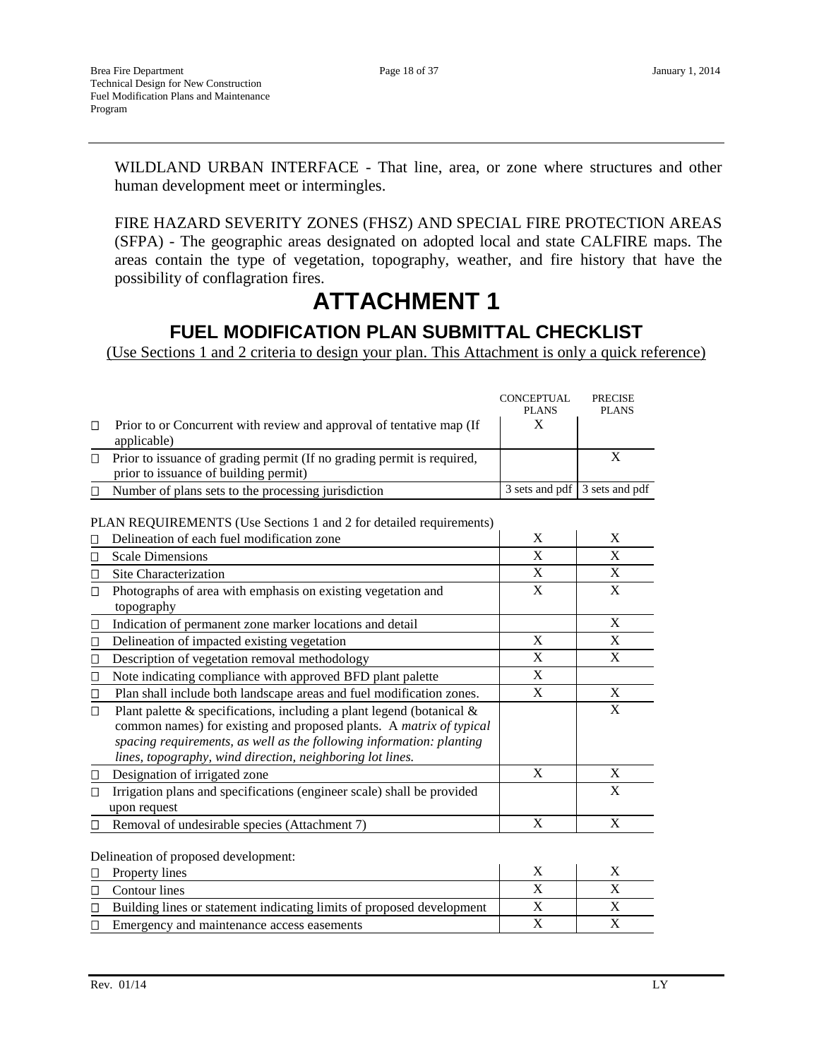WILDLAND URBAN INTERFACE - That line, area, or zone where structures and other human development meet or intermingles.

FIRE HAZARD SEVERITY ZONES (FHSZ) AND SPECIAL FIRE PROTECTION AREAS (SFPA) - The geographic areas designated on adopted local and state CALFIRE maps. The areas contain the type of vegetation, topography, weather, and fire history that have the possibility of conflagration fires.

# ATTACHMENT 1

## FUEL MODIFICATION PLAN SUBMITTAL CHECKLIST

<u>(Use Sections 1 and 2 criteria to design your plan. This Attachment is only a quick reference)</u>

| | CONCEPTUAL PLANS | PRECISE PLANS |
|---|---|---|
| ☐ Prior to or Concurrent with review and approval of tentative map (If applicable) | X | |
| ☐ Prior to issuance of grading permit (If no grading permit is required, prior to issuance of building permit) | | X |
| ☐ Number of plans sets to the processing jurisdiction | 3 sets and pdf | 3 sets and pdf |

PLAN REQUIREMENTS (Use Sections 1 and 2 for detailed requirements)

| | | |
|---|---|---|
| ☐ Delineation of each fuel modification zone | X | X |
| ☐ Scale Dimensions | X | X |
| ☐ Site Characterization | X | X |
| ☐ Photographs of area with emphasis on existing vegetation and topography | X | X |
| ☐ Indication of permanent zone marker locations and detail | | X |
| ☐ Delineation of impacted existing vegetation | X | X |
| ☐ Description of vegetation removal methodology | X | X |
| ☐ Note indicating compliance with approved BFD plant palette | X | |
| ☐ Plan shall include both landscape areas and fuel modification zones. | X | X |
| ☐ Plant palette & specifications, including a plant legend (botanical & common names) for existing and proposed plants. A *matrix of typical spacing requirements, as well as the following information: planting lines, topography, wind direction, neighboring lot lines.* | | X |
| ☐ Designation of irrigated zone | X | X |
| ☐ Irrigation plans and specifications (engineer scale) shall be provided upon request | | X |
| ☐ Removal of undesirable species (Attachment 7) | X | X |

Delineation of proposed development:

| | | |
|---|---|---|
| ☐ Property lines | X | X |
| ☐ Contour lines | X | X |
| ☐ Building lines or statement indicating limits of proposed development | X | X |
| ☐ Emergency and maintenance access easements | X | X |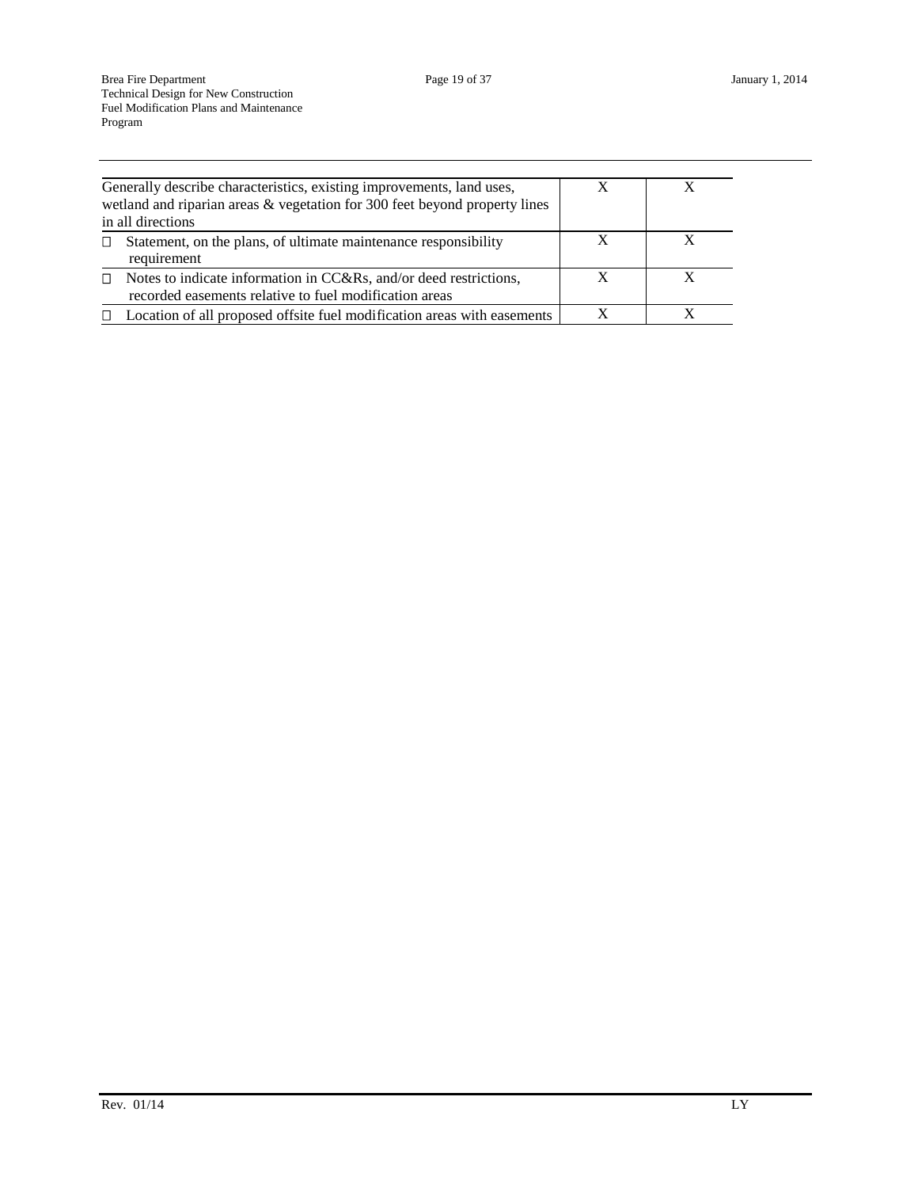| | | |
|---|---|---|
| Generally describe characteristics, existing improvements, land uses, wetland and riparian areas & vegetation for 300 feet beyond property lines in all directions | X | X |
| ☐ Statement, on the plans, of ultimate maintenance responsibility requirement | X | X |
| ☐ Notes to indicate information in CC&Rs, and/or deed restrictions, recorded easements relative to fuel modification areas | X | X |
| ☐ Location of all proposed offsite fuel modification areas with easements | X | X |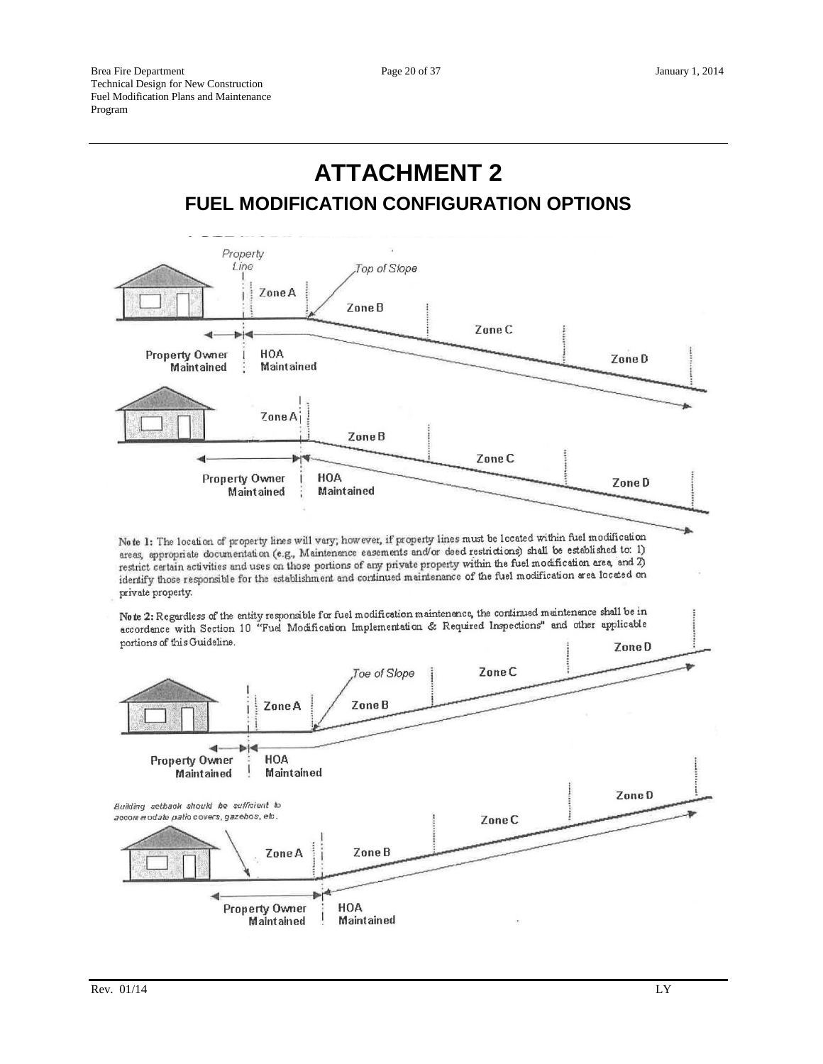# ATTACHMENT 2

## FUEL MODIFICATION CONFIGURATION OPTIONS

Property Line

Top of Slope

Zone A

Zone B

Zone C

Zone D

Property Owner Maintained

HOA Maintained

Zone A

Zone B

Zone C

Zone D

Property Owner Maintained

HOA Maintained

**Note 1:** The location of property lines will vary; however, if property lines must be located within fuel modification areas, appropriate documentation (e.g., Maintenance easements and/or deed restrictions) shall be established to: 1) restrict certain activities and uses on those portions of any private property within the fuel modification area, and 2) identify those responsible for the establishment and continued maintenance of the fuel modification area located on private property.

**Note 2:** Regardless of the entity responsible for fuel modification maintenance, the continued maintenance shall be in accordance with Section 10 "Fuel Modification Implementation & Required Inspections" and other applicable portions of this Guideline.

Zone D

Toe of Slope

Zone C

Zone A

Zone B

Property Owner Maintained

HOA Maintained

Zone D

*Building setback should be sufficient to accommodate patio covers, gazebos, etc.*

Zone C

Zone A

Zone B

Property Owner Maintained

HOA Maintained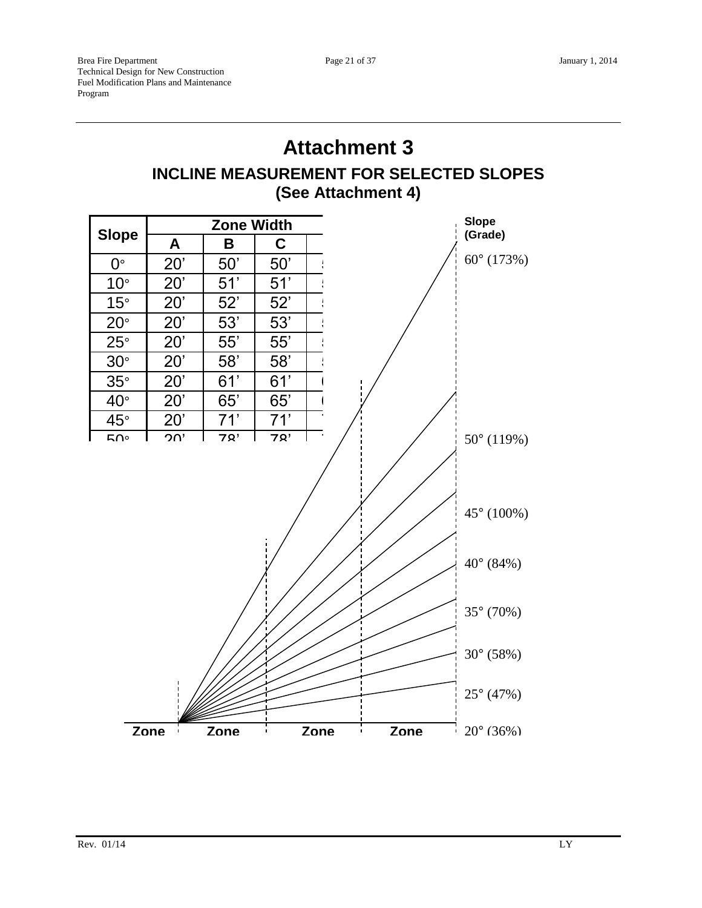# Attachment 3

## INCLINE MEASUREMENT FOR SELECTED SLOPES (See Attachment 4)

| Slope | Zone Width | | |
|---|---|---|---|
| | A | B | C |
| 0° | 20' | 50' | 50' |
| 10° | 20' | 51' | 51' |
| 15° | 20' | 52' | 52' |
| 20° | 20' | 53' | 53' |
| 25° | 20' | 55' | 55' |
| 30° | 20' | 58' | 58' |
| 35° | 20' | 61' | 61' |
| 40° | 20' | 65' | 65' |
| 45° | 20' | 71' | 71' |
| 50° | 20' | 78' | 78' |

Slope (Grade)

60° (173%)

50° (119%)

45° (100%)

40° (84%)

35° (70%)

30° (58%)

25° (47%)

20° (36%)

Zone Zone Zone Zone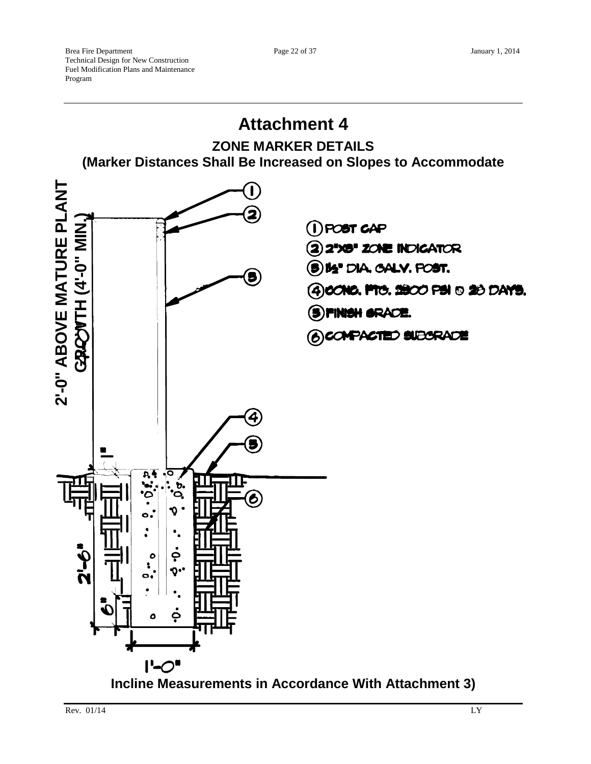# Attachment 4

## ZONE MARKER DETAILS

## (Marker Distances Shall Be Increased on Slopes to Accommodate

2'-0" ABOVE MATURE PLANT GROWTH (4'-0" MIN.)

1. POST CAP
2. 2"X8" ZONE INDICATOR
3. 1½" DIA. GALV. POST.
4. CONC. FTG. 2500 PSI @ 28 DAYS.
5. FINISH GRADE.
6. COMPACTED SUBGRADE

1"

2'-6"

6"

1'-0"

**Incline Measurements in Accordance With Attachment 3)**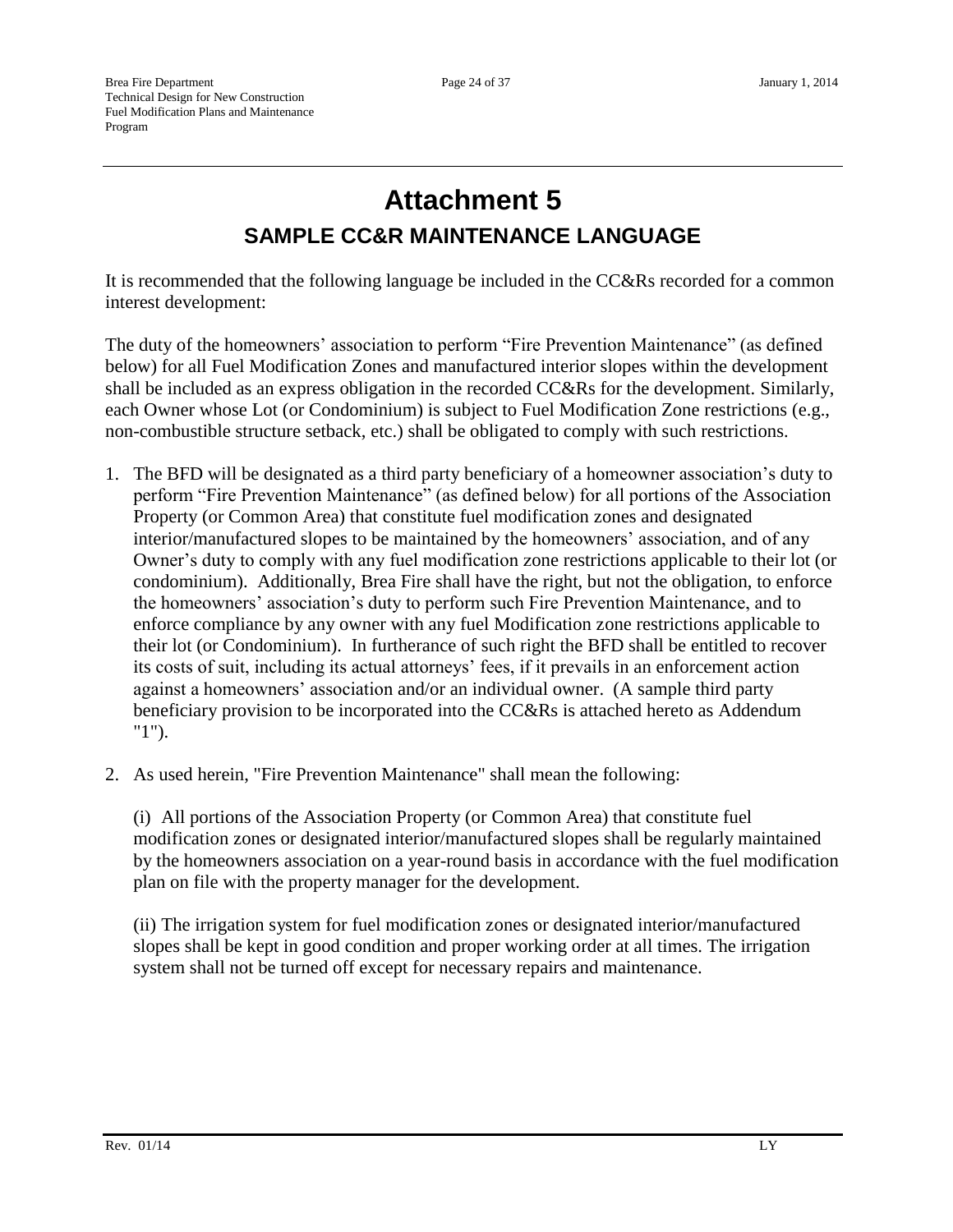# Attachment 5

## SAMPLE CC&R MAINTENANCE LANGUAGE

It is recommended that the following language be included in the CC&Rs recorded for a common interest development:

The duty of the homeowners' association to perform "Fire Prevention Maintenance" (as defined below) for all Fuel Modification Zones and manufactured interior slopes within the development shall be included as an express obligation in the recorded CC&Rs for the development. Similarly, each Owner whose Lot (or Condominium) is subject to Fuel Modification Zone restrictions (e.g., non-combustible structure setback, etc.) shall be obligated to comply with such restrictions.

1. The BFD will be designated as a third party beneficiary of a homeowner association's duty to perform "Fire Prevention Maintenance" (as defined below) for all portions of the Association Property (or Common Area) that constitute fuel modification zones and designated interior/manufactured slopes to be maintained by the homeowners' association, and of any Owner's duty to comply with any fuel modification zone restrictions applicable to their lot (or condominium). Additionally, Brea Fire shall have the right, but not the obligation, to enforce the homeowners' association's duty to perform such Fire Prevention Maintenance, and to enforce compliance by any owner with any fuel Modification zone restrictions applicable to their lot (or Condominium). In furtherance of such right the BFD shall be entitled to recover its costs of suit, including its actual attorneys' fees, if it prevails in an enforcement action against a homeowners' association and/or an individual owner. (A sample third party beneficiary provision to be incorporated into the CC&Rs is attached hereto as Addendum "1").

2. As used herein, "Fire Prevention Maintenance" shall mean the following:

   (i) All portions of the Association Property (or Common Area) that constitute fuel modification zones or designated interior/manufactured slopes shall be regularly maintained by the homeowners association on a year-round basis in accordance with the fuel modification plan on file with the property manager for the development.

   (ii) The irrigation system for fuel modification zones or designated interior/manufactured slopes shall be kept in good condition and proper working order at all times. The irrigation system shall not be turned off except for necessary repairs and maintenance.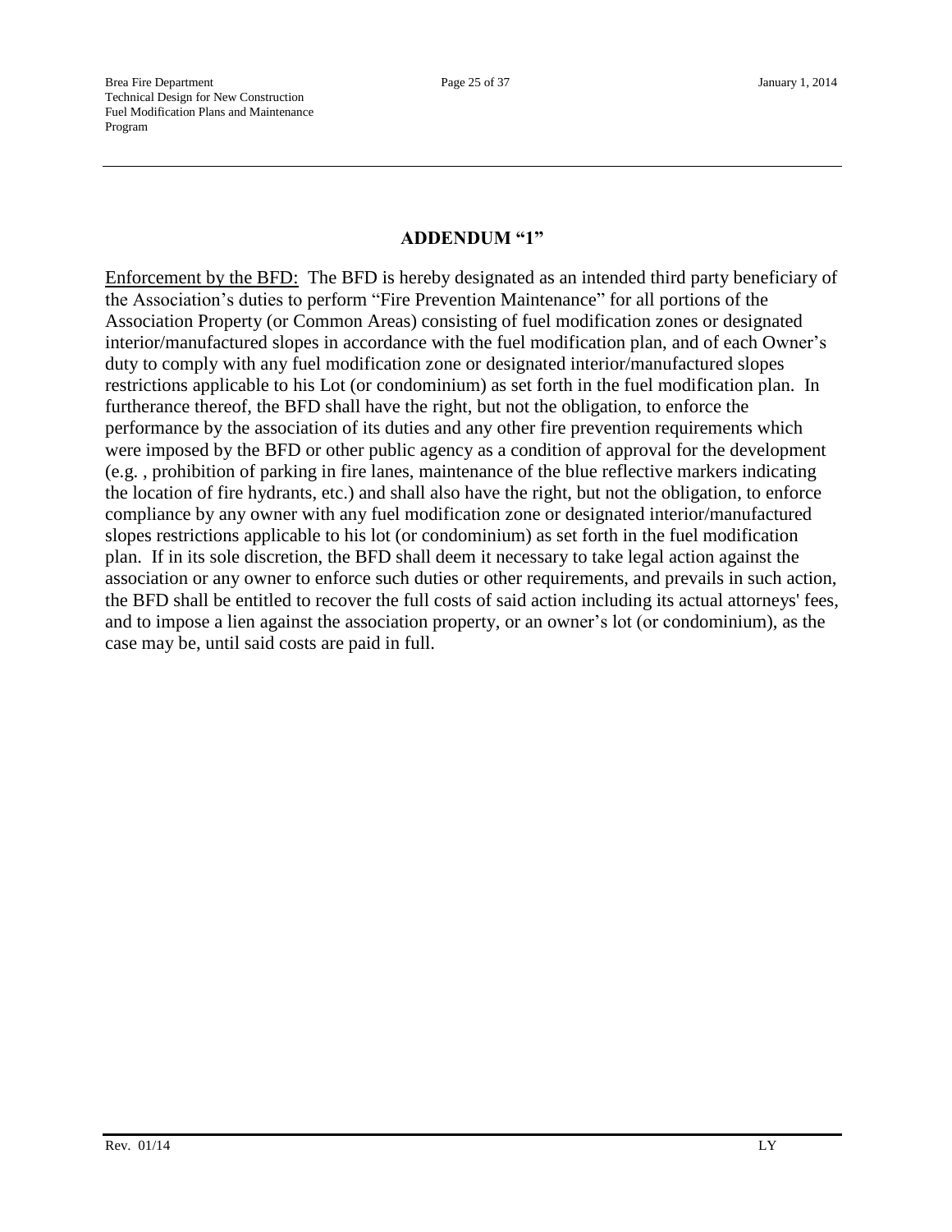## ADDENDUM "1"

Enforcement by the BFD: The BFD is hereby designated as an intended third party beneficiary of the Association's duties to perform "Fire Prevention Maintenance" for all portions of the Association Property (or Common Areas) consisting of fuel modification zones or designated interior/manufactured slopes in accordance with the fuel modification plan, and of each Owner's duty to comply with any fuel modification zone or designated interior/manufactured slopes restrictions applicable to his Lot (or condominium) as set forth in the fuel modification plan. In furtherance thereof, the BFD shall have the right, but not the obligation, to enforce the performance by the association of its duties and any other fire prevention requirements which were imposed by the BFD or other public agency as a condition of approval for the development (e.g. , prohibition of parking in fire lanes, maintenance of the blue reflective markers indicating the location of fire hydrants, etc.) and shall also have the right, but not the obligation, to enforce compliance by any owner with any fuel modification zone or designated interior/manufactured slopes restrictions applicable to his lot (or condominium) as set forth in the fuel modification plan. If in its sole discretion, the BFD shall deem it necessary to take legal action against the association or any owner to enforce such duties or other requirements, and prevails in such action, the BFD shall be entitled to recover the full costs of said action including its actual attorneys' fees, and to impose a lien against the association property, or an owner's lot (or condominium), as the case may be, until said costs are paid in full.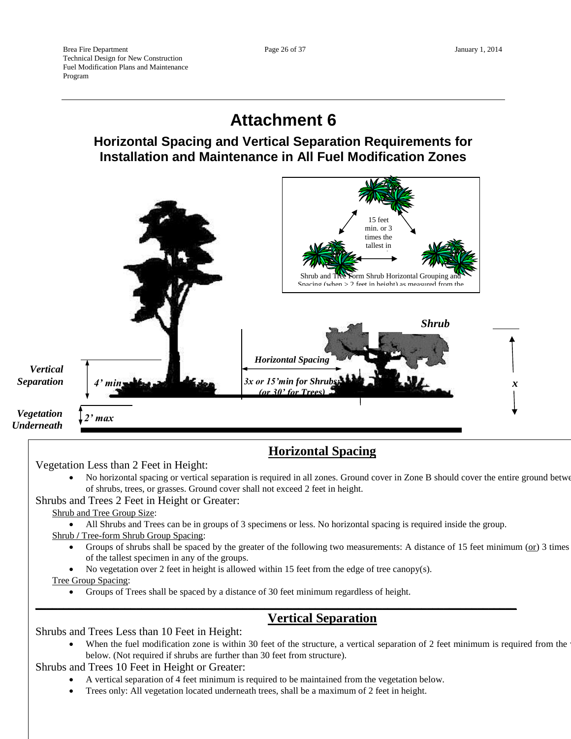# Attachment 6

## Horizontal Spacing and Vertical Separation Requirements for Installation and Maintenance in All Fuel Modification Zones

15 feet min. or 3 times the tallest in

Shrub and Tree Form Shrub Horizontal Grouping and Spacing (when > 2 feet in height) as measured from the

*Shrub*

*Horizontal Spacing*

*Vertical Separation*

*4' min*

*3x or 15'min for Shrubs (or 30' for Trees)*

*x*

*Vegetation Underneath*

*2' max*

## Horizontal Spacing

Vegetation Less than 2 Feet in Height:

- No horizontal spacing or vertical separation is required in all zones. Ground cover in Zone B should cover the entire ground betwe of shrubs, trees, or grasses. Ground cover shall not exceed 2 feet in height.

Shrubs and Trees 2 Feet in Height or Greater:

Shrub and Tree Group Size:

- All Shrubs and Trees can be in groups of 3 specimens or less. No horizontal spacing is required inside the group.

Shrub / Tree-form Shrub Group Spacing:

- Groups of shrubs shall be spaced by the greater of the following two measurements: A distance of 15 feet minimum (or) 3 times of the tallest specimen in any of the groups.
- No vegetation over 2 feet in height is allowed within 15 feet from the edge of tree canopy(s).

Tree Group Spacing:

- Groups of Trees shall be spaced by a distance of 30 feet minimum regardless of height.

## Vertical Separation

Shrubs and Trees Less than 10 Feet in Height:

- When the fuel modification zone is within 30 feet of the structure, a vertical separation of 2 feet minimum is required from the v below. (Not required if shrubs are further than 30 feet from structure).

Shrubs and Trees 10 Feet in Height or Greater:

- A vertical separation of 4 feet minimum is required to be maintained from the vegetation below.
- Trees only: All vegetation located underneath trees, shall be a maximum of 2 feet in height.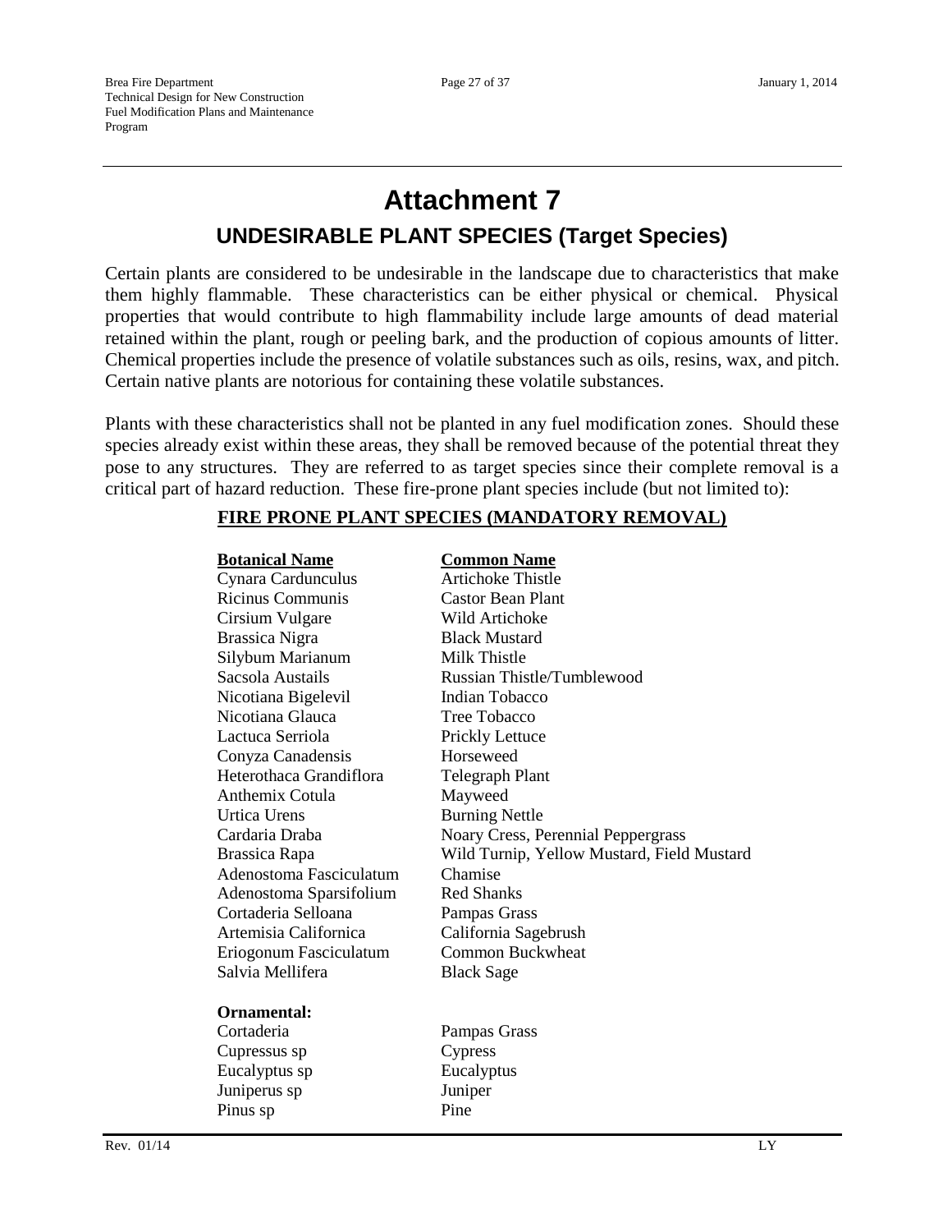# Attachment 7

## UNDESIRABLE PLANT SPECIES (Target Species)

Certain plants are considered to be undesirable in the landscape due to characteristics that make them highly flammable. These characteristics can be either physical or chemical. Physical properties that would contribute to high flammability include large amounts of dead material retained within the plant, rough or peeling bark, and the production of copious amounts of litter. Chemical properties include the presence of volatile substances such as oils, resins, wax, and pitch. Certain native plants are notorious for containing these volatile substances.

Plants with these characteristics shall not be planted in any fuel modification zones. Should these species already exist within these areas, they shall be removed because of the potential threat they pose to any structures. They are referred to as target species since their complete removal is a critical part of hazard reduction. These fire-prone plant species include (but not limited to):

**FIRE PRONE PLANT SPECIES (MANDATORY REMOVAL)**

| Botanical Name | Common Name |
|---|---|
| Cynara Cardunculus | Artichoke Thistle |
| Ricinus Communis | Castor Bean Plant |
| Cirsium Vulgare | Wild Artichoke |
| Brassica Nigra | Black Mustard |
| Silybum Marianum | Milk Thistle |
| Sacsola Austails | Russian Thistle/Tumblewood |
| Nicotiana Bigelevil | Indian Tobacco |
| Nicotiana Glauca | Tree Tobacco |
| Lactuca Serriola | Prickly Lettuce |
| Conyza Canadensis | Horseweed |
| Heterothaca Grandiflora | Telegraph Plant |
| Anthemix Cotula | Mayweed |
| Urtica Urens | Burning Nettle |
| Cardaria Draba | Noary Cress, Perennial Peppergrass |
| Brassica Rapa | Wild Turnip, Yellow Mustard, Field Mustard |
| Adenostoma Fasciculatum | Chamise |
| Adenostoma Sparsifolium | Red Shanks |
| Cortaderia Selloana | Pampas Grass |
| Artemisia Californica | California Sagebrush |
| Eriogonum Fasciculatum | Common Buckwheat |
| Salvia Mellifera | Black Sage |
| **Ornamental:** | |
| Cortaderia | Pampas Grass |
| Cupressus sp | Cypress |
| Eucalyptus sp | Eucalyptus |
| Juniperus sp | Juniper |
| Pinus sp | Pine |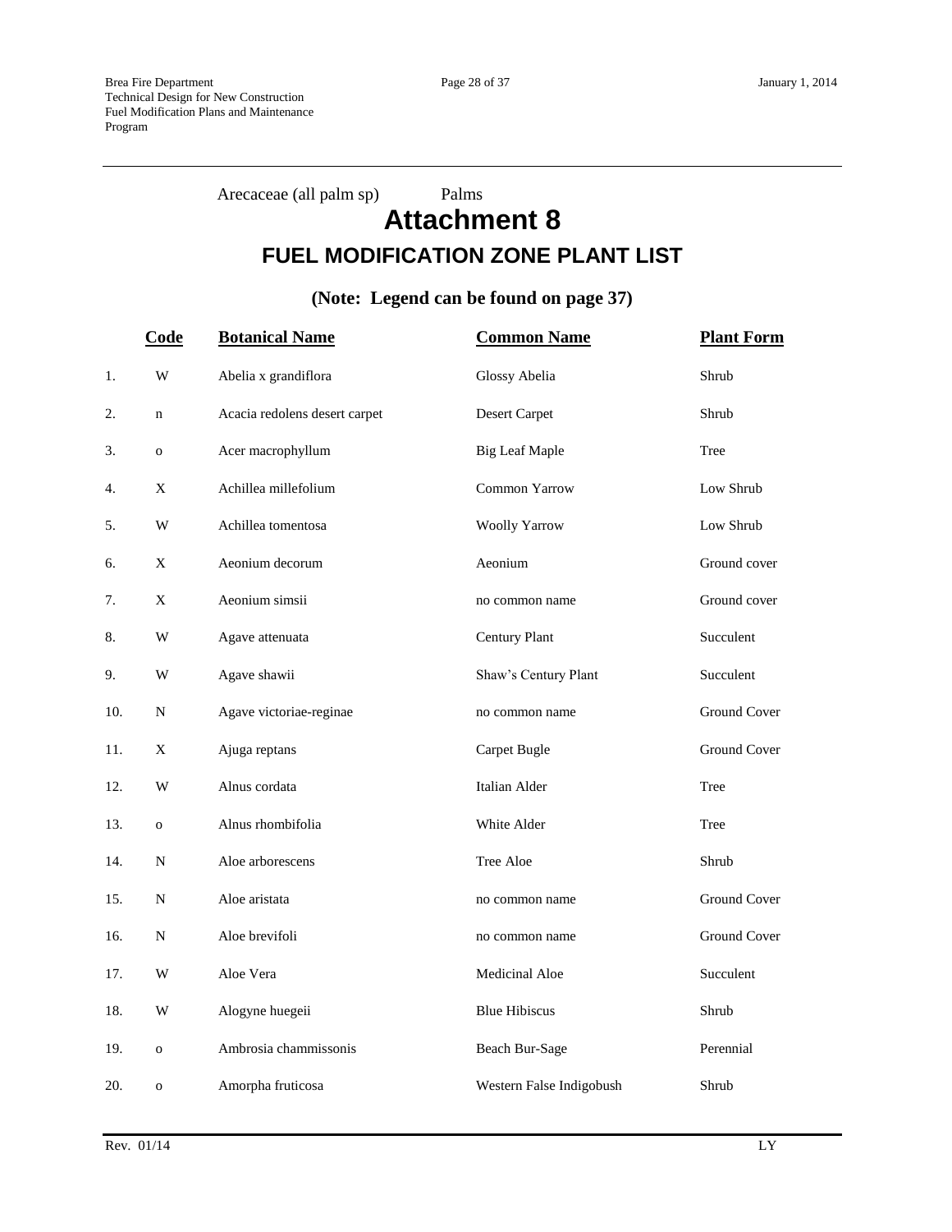Arecaceae (all palm sp) Palms

# Attachment 8

## FUEL MODIFICATION ZONE PLANT LIST

**(Note: Legend can be found on page 37)**

| | Code | Botanical Name | Common Name | Plant Form |
|---|---|---|---|---|
| 1. | W | Abelia x grandiflora | Glossy Abelia | Shrub |
| 2. | n | Acacia redolens desert carpet | Desert Carpet | Shrub |
| 3. | o | Acer macrophyllum | Big Leaf Maple | Tree |
| 4. | X | Achillea millefolium | Common Yarrow | Low Shrub |
| 5. | W | Achillea tomentosa | Woolly Yarrow | Low Shrub |
| 6. | X | Aeonium decorum | Aeonium | Ground cover |
| 7. | X | Aeonium simsii | no common name | Ground cover |
| 8. | W | Agave attenuata | Century Plant | Succulent |
| 9. | W | Agave shawii | Shaw's Century Plant | Succulent |
| 10. | N | Agave victoriae-reginae | no common name | Ground Cover |
| 11. | X | Ajuga reptans | Carpet Bugle | Ground Cover |
| 12. | W | Alnus cordata | Italian Alder | Tree |
| 13. | o | Alnus rhombifolia | White Alder | Tree |
| 14. | N | Aloe arborescens | Tree Aloe | Shrub |
| 15. | N | Aloe aristata | no common name | Ground Cover |
| 16. | N | Aloe brevifoli | no common name | Ground Cover |
| 17. | W | Aloe Vera | Medicinal Aloe | Succulent |
| 18. | W | Alogyne huegeii | Blue Hibiscus | Shrub |
| 19. | o | Ambrosia chammissonis | Beach Bur-Sage | Perennial |
| 20. | o | Amorpha fruticosa | Western False Indigobush | Shrub |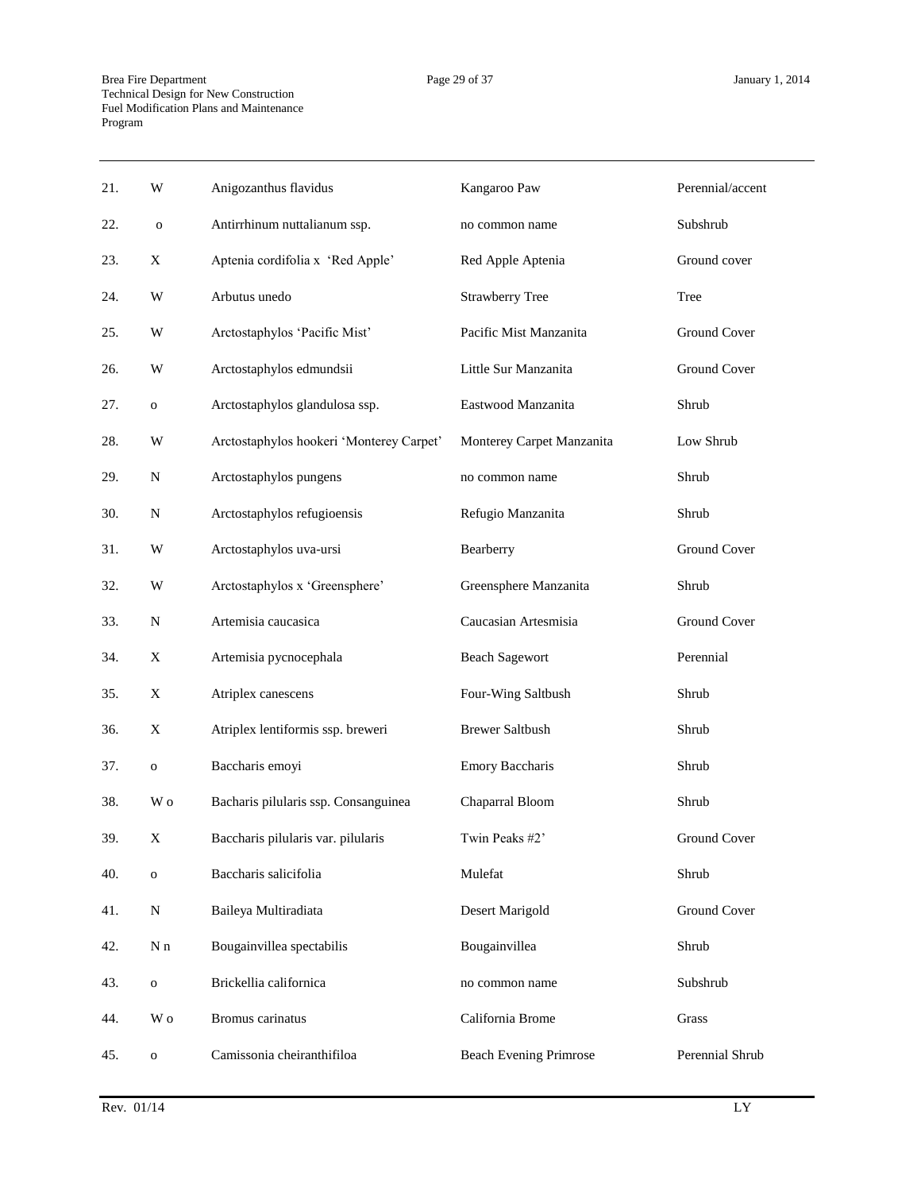| | | | | |
|---|---|---|---|---|
| 21. | W | Anigozanthus flavidus | Kangaroo Paw | Perennial/accent |
| 22. | o | Antirrhinum nuttalianum ssp. | no common name | Subshrub |
| 23. | X | Aptenia cordifolia x 'Red Apple' | Red Apple Aptenia | Ground cover |
| 24. | W | Arbutus unedo | Strawberry Tree | Tree |
| 25. | W | Arctostaphylos 'Pacific Mist' | Pacific Mist Manzanita | Ground Cover |
| 26. | W | Arctostaphylos edmundsii | Little Sur Manzanita | Ground Cover |
| 27. | o | Arctostaphylos glandulosa ssp. | Eastwood Manzanita | Shrub |
| 28. | W | Arctostaphylos hookeri 'Monterey Carpet' | Monterey Carpet Manzanita | Low Shrub |
| 29. | N | Arctostaphylos pungens | no common name | Shrub |
| 30. | N | Arctostaphylos refugioensis | Refugio Manzanita | Shrub |
| 31. | W | Arctostaphylos uva-ursi | Bearberry | Ground Cover |
| 32. | W | Arctostaphylos x 'Greensphere' | Greensphere Manzanita | Shrub |
| 33. | N | Artemisia caucasica | Caucasian Artesmisia | Ground Cover |
| 34. | X | Artemisia pycnocephala | Beach Sagewort | Perennial |
| 35. | X | Atriplex canescens | Four-Wing Saltbush | Shrub |
| 36. | X | Atriplex lentiformis ssp. breweri | Brewer Saltbush | Shrub |
| 37. | o | Baccharis emoyi | Emory Baccharis | Shrub |
| 38. | W o | Bacharis pilularis ssp. Consanguinea | Chaparral Bloom | Shrub |
| 39. | X | Baccharis pilularis var. pilularis | Twin Peaks #2' | Ground Cover |
| 40. | o | Baccharis salicifolia | Mulefat | Shrub |
| 41. | N | Baileya Multiradiata | Desert Marigold | Ground Cover |
| 42. | N n | Bougainvillea spectabilis | Bougainvillea | Shrub |
| 43. | o | Brickellia californica | no common name | Subshrub |
| 44. | W o | Bromus carinatus | California Brome | Grass |
| 45. | o | Camissonia cheiranthifiloa | Beach Evening Primrose | Perennial Shrub |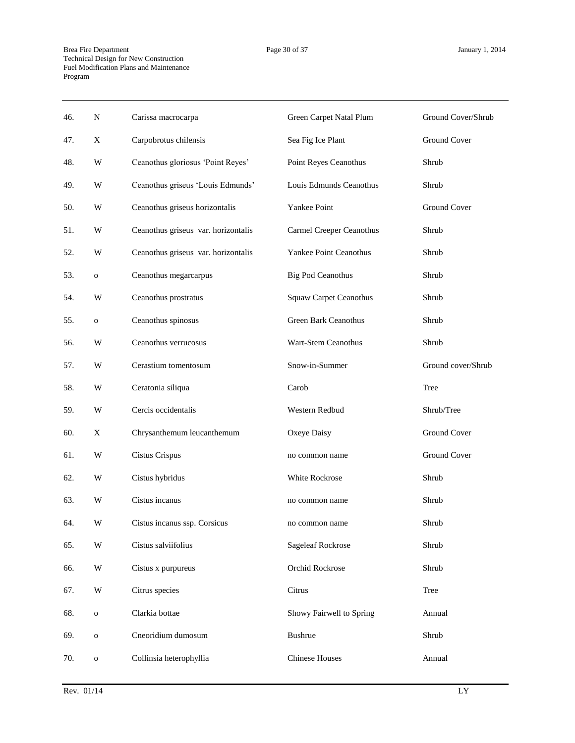| | | | | |
|---|---|---|---|---|
| 46. | N | Carissa macrocarpa | Green Carpet Natal Plum | Ground Cover/Shrub |
| 47. | X | Carpobrotus chilensis | Sea Fig Ice Plant | Ground Cover |
| 48. | W | Ceanothus gloriosus 'Point Reyes' | Point Reyes Ceanothus | Shrub |
| 49. | W | Ceanothus griseus 'Louis Edmunds' | Louis Edmunds Ceanothus | Shrub |
| 50. | W | Ceanothus griseus horizontalis | Yankee Point | Ground Cover |
| 51. | W | Ceanothus griseus var. horizontalis | Carmel Creeper Ceanothus | Shrub |
| 52. | W | Ceanothus griseus var. horizontalis | Yankee Point Ceanothus | Shrub |
| 53. | o | Ceanothus megarcarpus | Big Pod Ceanothus | Shrub |
| 54. | W | Ceanothus prostratus | Squaw Carpet Ceanothus | Shrub |
| 55. | o | Ceanothus spinosus | Green Bark Ceanothus | Shrub |
| 56. | W | Ceanothus verrucosus | Wart-Stem Ceanothus | Shrub |
| 57. | W | Cerastium tomentosum | Snow-in-Summer | Ground cover/Shrub |
| 58. | W | Ceratonia siliqua | Carob | Tree |
| 59. | W | Cercis occidentalis | Western Redbud | Shrub/Tree |
| 60. | X | Chrysanthemum leucanthemum | Oxeye Daisy | Ground Cover |
| 61. | W | Cistus Crispus | no common name | Ground Cover |
| 62. | W | Cistus hybridus | White Rockrose | Shrub |
| 63. | W | Cistus incanus | no common name | Shrub |
| 64. | W | Cistus incanus ssp. Corsicus | no common name | Shrub |
| 65. | W | Cistus salviifolius | Sageleaf Rockrose | Shrub |
| 66. | W | Cistus x purpureus | Orchid Rockrose | Shrub |
| 67. | W | Citrus species | Citrus | Tree |
| 68. | o | Clarkia bottae | Showy Fairwell to Spring | Annual |
| 69. | o | Cneoridium dumosum | Bushrue | Shrub |
| 70. | o | Collinsia heterophyllia | Chinese Houses | Annual |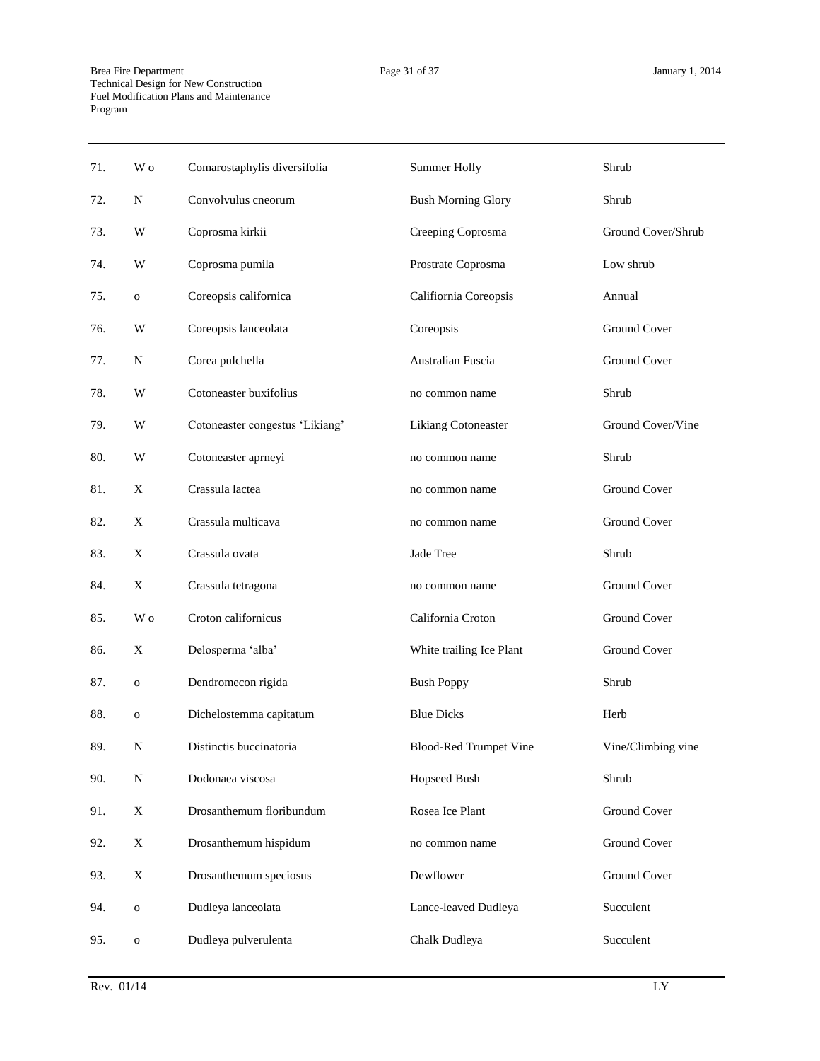| | | | | |
|---|---|---|---|---|
| 71. | W o | Comarostaphylis diversifolia | Summer Holly | Shrub |
| 72. | N | Convolvulus cneorum | Bush Morning Glory | Shrub |
| 73. | W | Coprosma kirkii | Creeping Coprosma | Ground Cover/Shrub |
| 74. | W | Coprosma pumila | Prostrate Coprosma | Low shrub |
| 75. | o | Coreopsis californica | Califiornia Coreopsis | Annual |
| 76. | W | Coreopsis lanceolata | Coreopsis | Ground Cover |
| 77. | N | Corea pulchella | Australian Fuscia | Ground Cover |
| 78. | W | Cotoneaster buxifolius | no common name | Shrub |
| 79. | W | Cotoneaster congestus 'Likiang' | Likiang Cotoneaster | Ground Cover/Vine |
| 80. | W | Cotoneaster aprneyi | no common name | Shrub |
| 81. | X | Crassula lactea | no common name | Ground Cover |
| 82. | X | Crassula multicava | no common name | Ground Cover |
| 83. | X | Crassula ovata | Jade Tree | Shrub |
| 84. | X | Crassula tetragona | no common name | Ground Cover |
| 85. | W o | Croton californicus | California Croton | Ground Cover |
| 86. | X | Delosperma 'alba' | White trailing Ice Plant | Ground Cover |
| 87. | o | Dendromecon rigida | Bush Poppy | Shrub |
| 88. | o | Dichelostemma capitatum | Blue Dicks | Herb |
| 89. | N | Distinctis buccinatoria | Blood-Red Trumpet Vine | Vine/Climbing vine |
| 90. | N | Dodonaea viscosa | Hopseed Bush | Shrub |
| 91. | X | Drosanthemum floribundum | Rosea Ice Plant | Ground Cover |
| 92. | X | Drosanthemum hispidum | no common name | Ground Cover |
| 93. | X | Drosanthemum speciosus | Dewflower | Ground Cover |
| 94. | o | Dudleya lanceolata | Lance-leaved Dudleya | Succulent |
| 95. | o | Dudleya pulverulenta | Chalk Dudleya | Succulent |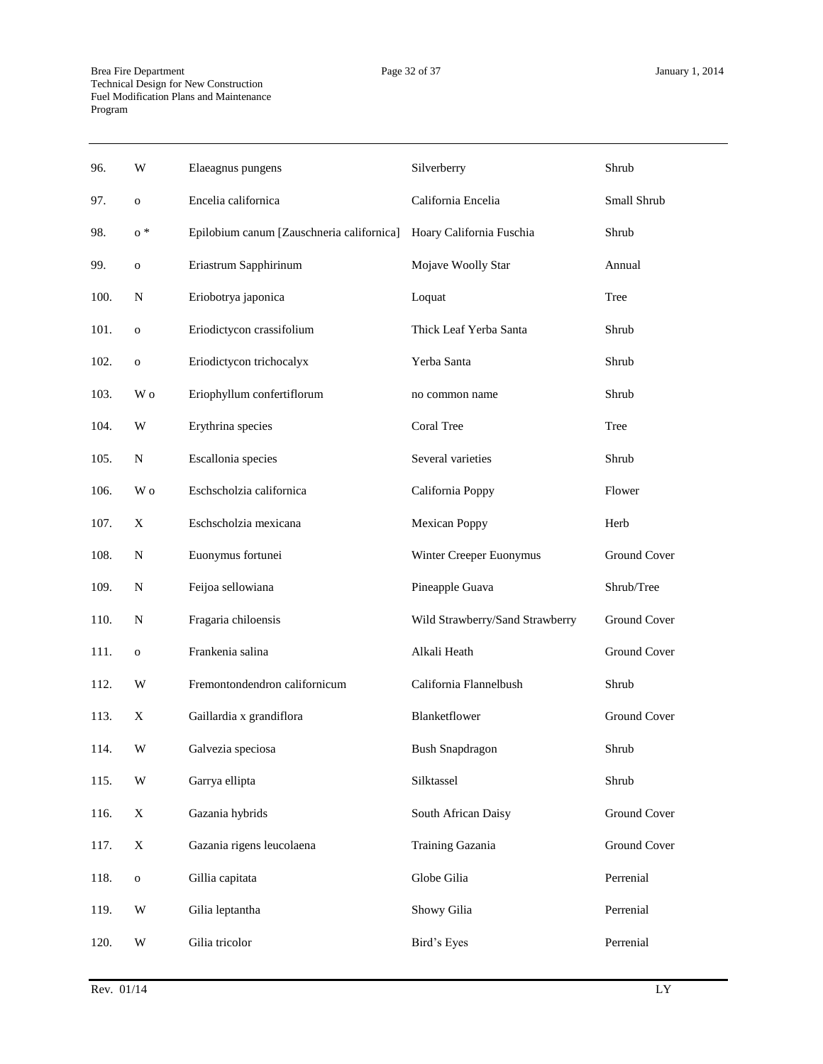| | | | | |
|---|---|---|---|---|
| 96. | W | Elaeagnus pungens | Silverberry | Shrub |
| 97. | o | Encelia californica | California Encelia | Small Shrub |
| 98. | o * | Epilobium canum [Zauschneria californica] | Hoary California Fuschia | Shrub |
| 99. | o | Eriastrum Sapphirinum | Mojave Woolly Star | Annual |
| 100. | N | Eriobotrya japonica | Loquat | Tree |
| 101. | o | Eriodictycon crassifolium | Thick Leaf Yerba Santa | Shrub |
| 102. | o | Eriodictycon trichocalyx | Yerba Santa | Shrub |
| 103. | W o | Eriophyllum confertiflorum | no common name | Shrub |
| 104. | W | Erythrina species | Coral Tree | Tree |
| 105. | N | Escallonia species | Several varieties | Shrub |
| 106. | W o | Eschscholzia californica | California Poppy | Flower |
| 107. | X | Eschscholzia mexicana | Mexican Poppy | Herb |
| 108. | N | Euonymus fortunei | Winter Creeper Euonymus | Ground Cover |
| 109. | N | Feijoa sellowiana | Pineapple Guava | Shrub/Tree |
| 110. | N | Fragaria chiloensis | Wild Strawberry/Sand Strawberry | Ground Cover |
| 111. | o | Frankenia salina | Alkali Heath | Ground Cover |
| 112. | W | Fremontondendron californicum | California Flannelbush | Shrub |
| 113. | X | Gaillardia x grandiflora | Blanketflower | Ground Cover |
| 114. | W | Galvezia speciosa | Bush Snapdragon | Shrub |
| 115. | W | Garrya ellipta | Silktassel | Shrub |
| 116. | X | Gazania hybrids | South African Daisy | Ground Cover |
| 117. | X | Gazania rigens leucolaena | Training Gazania | Ground Cover |
| 118. | o | Gillia capitata | Globe Gilia | Perrenial |
| 119. | W | Gilia leptantha | Showy Gilia | Perrenial |
| 120. | W | Gilia tricolor | Bird's Eyes | Perrenial |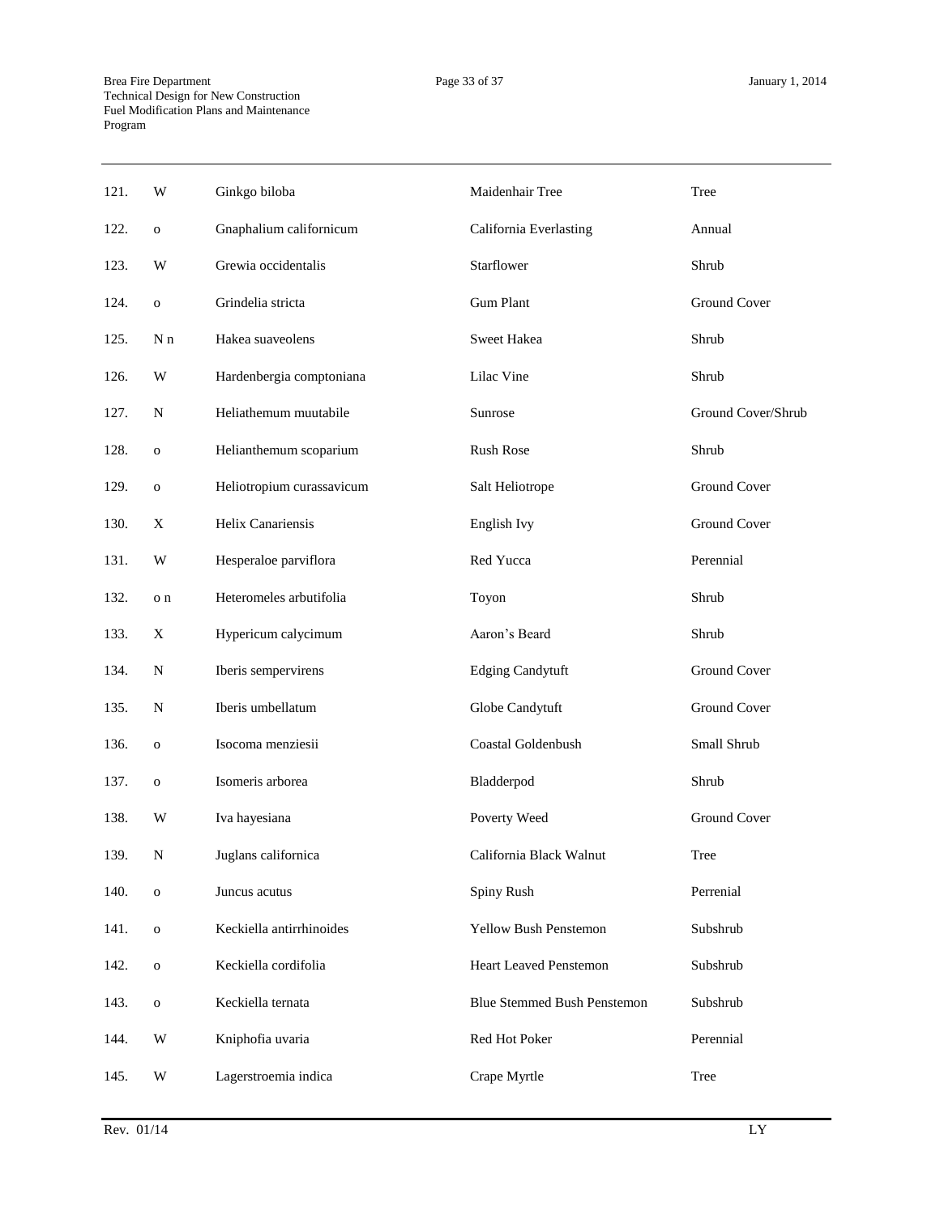| | | | | |
|---|---|---|---|---|
| 121. | W | Ginkgo biloba | Maidenhair Tree | Tree |
| 122. | o | Gnaphalium californicum | California Everlasting | Annual |
| 123. | W | Grewia occidentalis | Starflower | Shrub |
| 124. | o | Grindelia stricta | Gum Plant | Ground Cover |
| 125. | N n | Hakea suaveolens | Sweet Hakea | Shrub |
| 126. | W | Hardenbergia comptoniana | Lilac Vine | Shrub |
| 127. | N | Heliathemum muutabile | Sunrose | Ground Cover/Shrub |
| 128. | o | Helianthemum scoparium | Rush Rose | Shrub |
| 129. | o | Heliotropium curassavicum | Salt Heliotrope | Ground Cover |
| 130. | X | Helix Canariensis | English Ivy | Ground Cover |
| 131. | W | Hesperaloe parviflora | Red Yucca | Perennial |
| 132. | o n | Heteromeles arbutifolia | Toyon | Shrub |
| 133. | X | Hypericum calycimum | Aaron's Beard | Shrub |
| 134. | N | Iberis sempervirens | Edging Candytuft | Ground Cover |
| 135. | N | Iberis umbellatum | Globe Candytuft | Ground Cover |
| 136. | o | Isocoma menziesii | Coastal Goldenbush | Small Shrub |
| 137. | o | Isomeris arborea | Bladderpod | Shrub |
| 138. | W | Iva hayesiana | Poverty Weed | Ground Cover |
| 139. | N | Juglans californica | California Black Walnut | Tree |
| 140. | o | Juncus acutus | Spiny Rush | Perrenial |
| 141. | o | Keckiella antirrhinoides | Yellow Bush Penstemon | Subshrub |
| 142. | o | Keckiella cordifolia | Heart Leaved Penstemon | Subshrub |
| 143. | o | Keckiella ternata | Blue Stemmed Bush Penstemon | Subshrub |
| 144. | W | Kniphofia uvaria | Red Hot Poker | Perennial |
| 145. | W | Lagerstroemia indica | Crape Myrtle | Tree |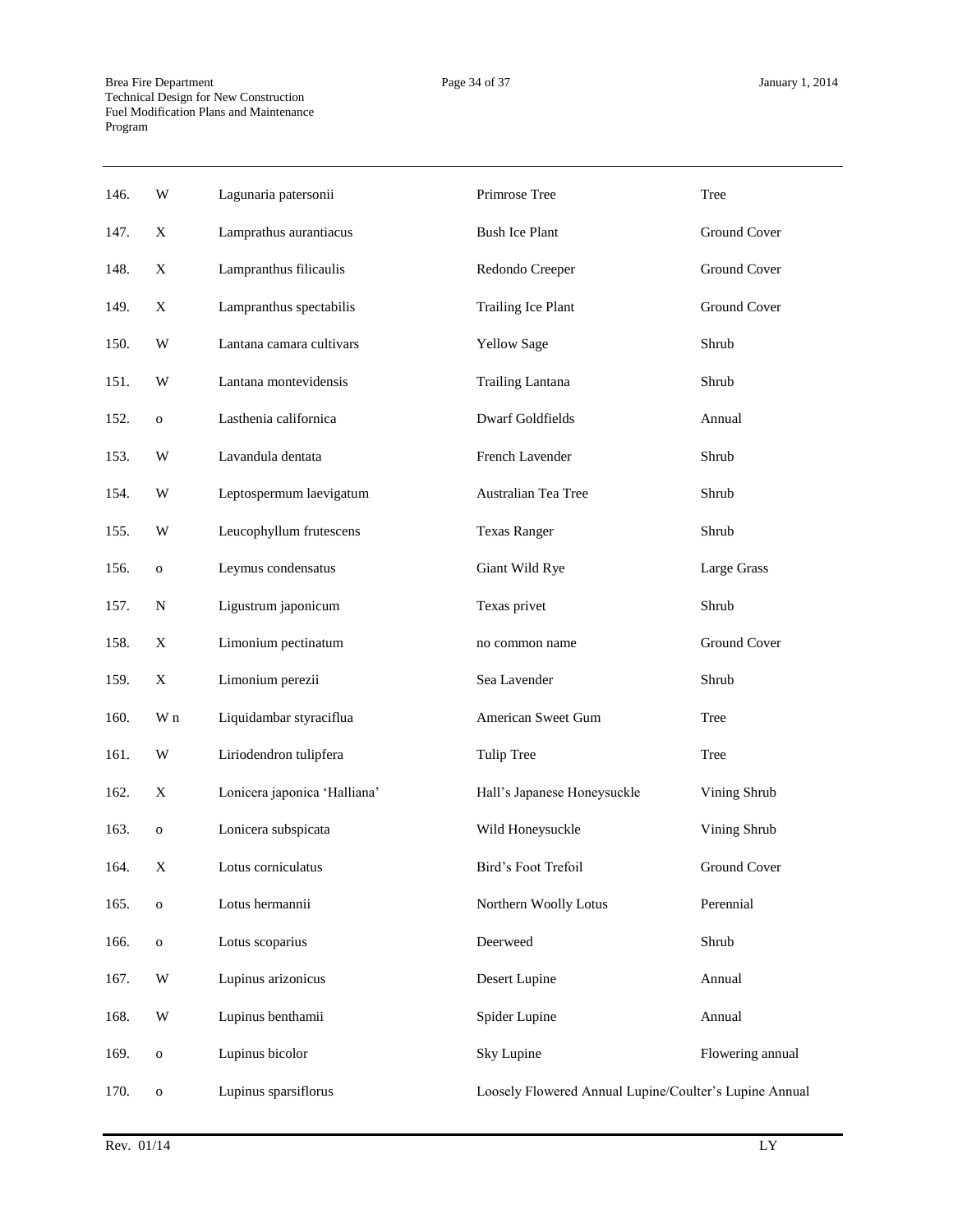| | | | | |
|---|---|---|---|---|
| 146. | W | Lagunaria patersonii | Primrose Tree | Tree |
| 147. | X | Lamprathus aurantiacus | Bush Ice Plant | Ground Cover |
| 148. | X | Lampranthus filicaulis | Redondo Creeper | Ground Cover |
| 149. | X | Lampranthus spectabilis | Trailing Ice Plant | Ground Cover |
| 150. | W | Lantana camara cultivars | Yellow Sage | Shrub |
| 151. | W | Lantana montevidensis | Trailing Lantana | Shrub |
| 152. | o | Lasthenia californica | Dwarf Goldfields | Annual |
| 153. | W | Lavandula dentata | French Lavender | Shrub |
| 154. | W | Leptospermum laevigatum | Australian Tea Tree | Shrub |
| 155. | W | Leucophyllum frutescens | Texas Ranger | Shrub |
| 156. | o | Leymus condensatus | Giant Wild Rye | Large Grass |
| 157. | N | Ligustrum japonicum | Texas privet | Shrub |
| 158. | X | Limonium pectinatum | no common name | Ground Cover |
| 159. | X | Limonium perezii | Sea Lavender | Shrub |
| 160. | W n | Liquidambar styraciflua | American Sweet Gum | Tree |
| 161. | W | Liriodendron tulipfera | Tulip Tree | Tree |
| 162. | X | Lonicera japonica 'Halliana' | Hall's Japanese Honeysuckle | Vining Shrub |
| 163. | o | Lonicera subspicata | Wild Honeysuckle | Vining Shrub |
| 164. | X | Lotus corniculatus | Bird's Foot Trefoil | Ground Cover |
| 165. | o | Lotus hermannii | Northern Woolly Lotus | Perennial |
| 166. | o | Lotus scoparius | Deerweed | Shrub |
| 167. | W | Lupinus arizonicus | Desert Lupine | Annual |
| 168. | W | Lupinus benthamii | Spider Lupine | Annual |
| 169. | o | Lupinus bicolor | Sky Lupine | Flowering annual |
| 170. | o | Lupinus sparsiflorus | Loosely Flowered Annual Lupine/Coulter's Lupine | Annual |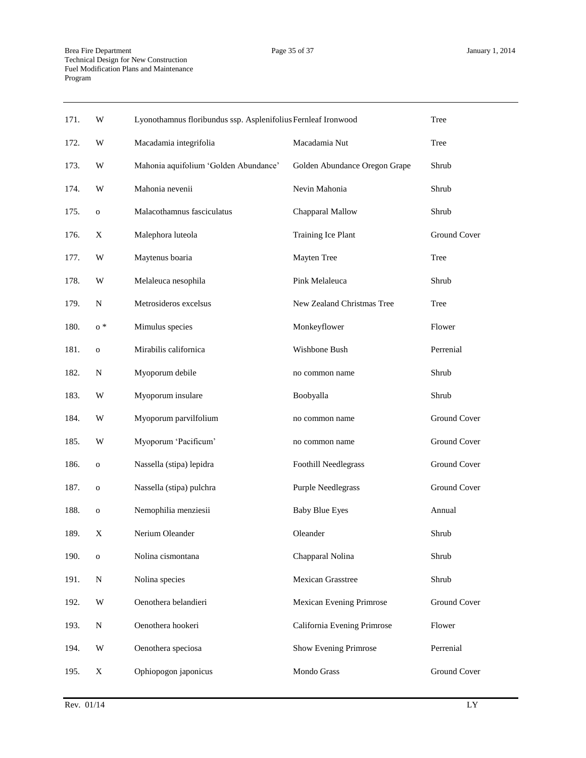| 171. | W | Lyonothamnus floribundus ssp. Asplenifolius | Fernleaf Ironwood | Tree |
|---|---|---|---|---|
| 172. | W | Macadamia integrifolia | Macadamia Nut | Tree |
| 173. | W | Mahonia aquifolium 'Golden Abundance' | Golden Abundance Oregon Grape | Shrub |
| 174. | W | Mahonia nevenii | Nevin Mahonia | Shrub |
| 175. | o | Malacothamnus fasciculatus | Chapparal Mallow | Shrub |
| 176. | X | Malephora luteola | Training Ice Plant | Ground Cover |
| 177. | W | Maytenus boaria | Mayten Tree | Tree |
| 178. | W | Melaleuca nesophila | Pink Melaleuca | Shrub |
| 179. | N | Metrosideros excelsus | New Zealand Christmas Tree | Tree |
| 180. | o * | Mimulus species | Monkeyflower | Flower |
| 181. | o | Mirabilis californica | Wishbone Bush | Perrenial |
| 182. | N | Myoporum debile | no common name | Shrub |
| 183. | W | Myoporum insulare | Boobyalla | Shrub |
| 184. | W | Myoporum parvilfolium | no common name | Ground Cover |
| 185. | W | Myoporum 'Pacificum' | no common name | Ground Cover |
| 186. | o | Nassella (stipa) lepidra | Foothill Needlegrass | Ground Cover |
| 187. | o | Nassella (stipa) pulchra | Purple Needlegrass | Ground Cover |
| 188. | o | Nemophilia menziesii | Baby Blue Eyes | Annual |
| 189. | X | Nerium Oleander | Oleander | Shrub |
| 190. | o | Nolina cismontana | Chapparal Nolina | Shrub |
| 191. | N | Nolina species | Mexican Grasstree | Shrub |
| 192. | W | Oenothera belandieri | Mexican Evening Primrose | Ground Cover |
| 193. | N | Oenothera hookeri | California Evening Primrose | Flower |
| 194. | W | Oenothera speciosa | Show Evening Primrose | Perrenial |
| 195. | X | Ophiopogon japonicus | Mondo Grass | Ground Cover |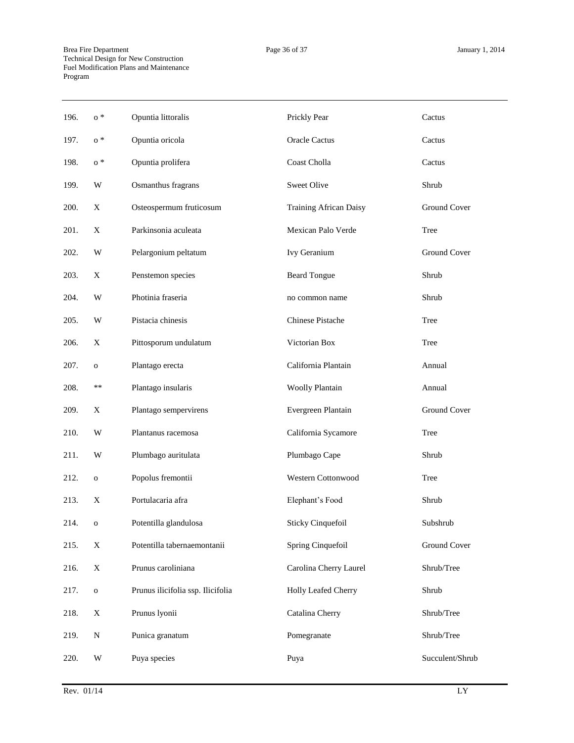| | | | | |
|---|---|---|---|---|
| 196. | o * | Opuntia littoralis | Prickly Pear | Cactus |
| 197. | o * | Opuntia oricola | Oracle Cactus | Cactus |
| 198. | o * | Opuntia prolifera | Coast Cholla | Cactus |
| 199. | W | Osmanthus fragrans | Sweet Olive | Shrub |
| 200. | X | Osteospermum fruticosum | Training African Daisy | Ground Cover |
| 201. | X | Parkinsonia aculeata | Mexican Palo Verde | Tree |
| 202. | W | Pelargonium peltatum | Ivy Geranium | Ground Cover |
| 203. | X | Penstemon species | Beard Tongue | Shrub |
| 204. | W | Photinia fraseria | no common name | Shrub |
| 205. | W | Pistacia chinesis | Chinese Pistache | Tree |
| 206. | X | Pittosporum undulatum | Victorian Box | Tree |
| 207. | o | Plantago erecta | California Plantain | Annual |
| 208. | ** | Plantago insularis | Woolly Plantain | Annual |
| 209. | X | Plantago sempervirens | Evergreen Plantain | Ground Cover |
| 210. | W | Plantanus racemosa | California Sycamore | Tree |
| 211. | W | Plumbago auritulata | Plumbago Cape | Shrub |
| 212. | o | Popolus fremontii | Western Cottonwood | Tree |
| 213. | X | Portulacaria afra | Elephant's Food | Shrub |
| 214. | o | Potentilla glandulosa | Sticky Cinquefoil | Subshrub |
| 215. | X | Potentilla tabernaemontanii | Spring Cinquefoil | Ground Cover |
| 216. | X | Prunus caroliniana | Carolina Cherry Laurel | Shrub/Tree |
| 217. | o | Prunus ilicifolia ssp. Ilicifolia | Holly Leafed Cherry | Shrub |
| 218. | X | Prunus lyonii | Catalina Cherry | Shrub/Tree |
| 219. | N | Punica granatum | Pomegranate | Shrub/Tree |
| 220. | W | Puya species | Puya | Succulent/Shrub |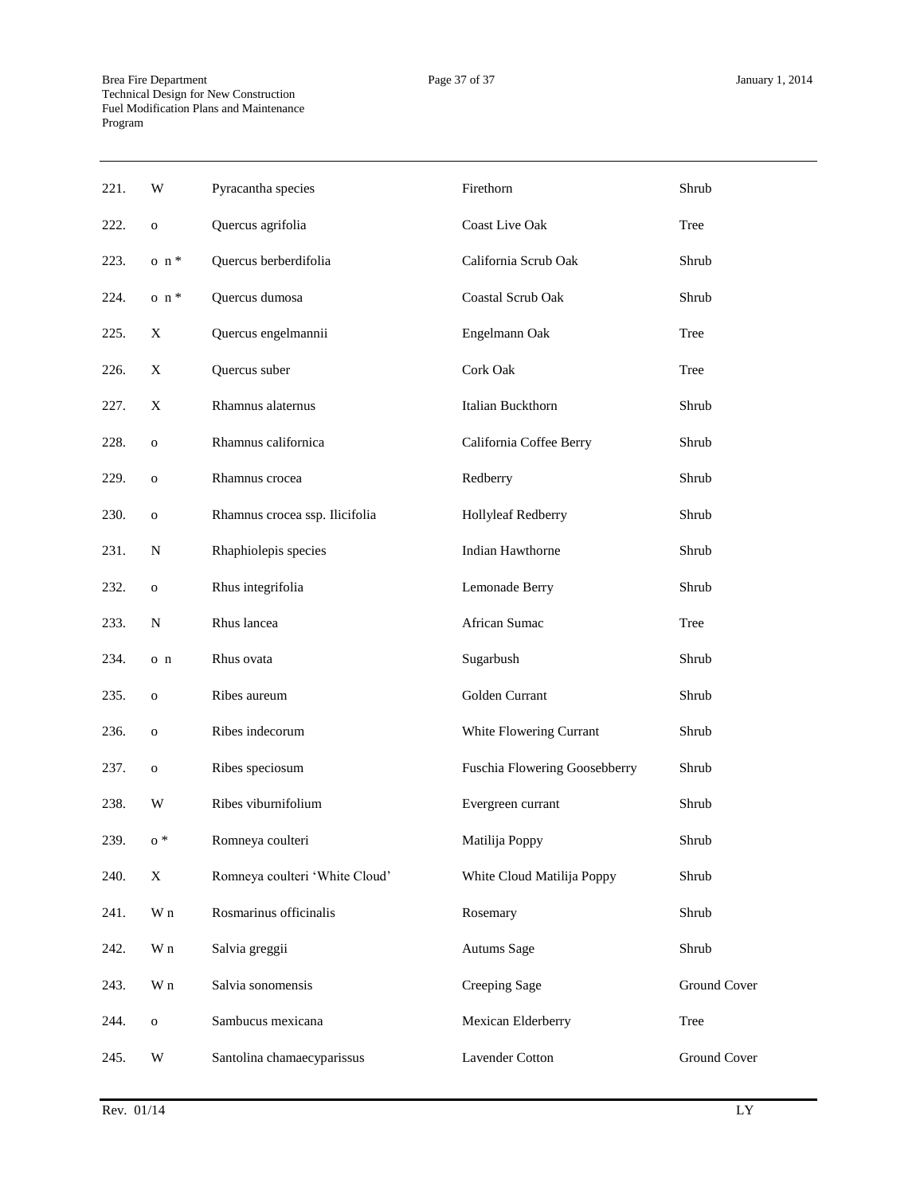| | | | | |
|---|---|---|---|---|
| 221. | W | Pyracantha species | Firethorn | Shrub |
| 222. | o | Quercus agrifolia | Coast Live Oak | Tree |
| 223. | o n * | Quercus berberdifolia | California Scrub Oak | Shrub |
| 224. | o n * | Quercus dumosa | Coastal Scrub Oak | Shrub |
| 225. | X | Quercus engelmannii | Engelmann Oak | Tree |
| 226. | X | Quercus suber | Cork Oak | Tree |
| 227. | X | Rhamnus alaternus | Italian Buckthorn | Shrub |
| 228. | o | Rhamnus californica | California Coffee Berry | Shrub |
| 229. | o | Rhamnus crocea | Redberry | Shrub |
| 230. | o | Rhamnus crocea ssp. Ilicifolia | Hollyleaf Redberry | Shrub |
| 231. | N | Rhaphiolepis species | Indian Hawthorne | Shrub |
| 232. | o | Rhus integrifolia | Lemonade Berry | Shrub |
| 233. | N | Rhus lancea | African Sumac | Tree |
| 234. | o n | Rhus ovata | Sugarbush | Shrub |
| 235. | o | Ribes aureum | Golden Currant | Shrub |
| 236. | o | Ribes indecorum | White Flowering Currant | Shrub |
| 237. | o | Ribes speciosum | Fuschia Flowering Goosebberry | Shrub |
| 238. | W | Ribes viburnifolium | Evergreen currant | Shrub |
| 239. | o * | Romneya coulteri | Matilija Poppy | Shrub |
| 240. | X | Romneya coulteri 'White Cloud' | White Cloud Matilija Poppy | Shrub |
| 241. | W n | Rosmarinus officinalis | Rosemary | Shrub |
| 242. | W n | Salvia greggii | Autums Sage | Shrub |
| 243. | W n | Salvia sonomensis | Creeping Sage | Ground Cover |
| 244. | o | Sambucus mexicana | Mexican Elderberry | Tree |
| 245. | W | Santolina chamaecyparissus | Lavender Cotton | Ground Cover |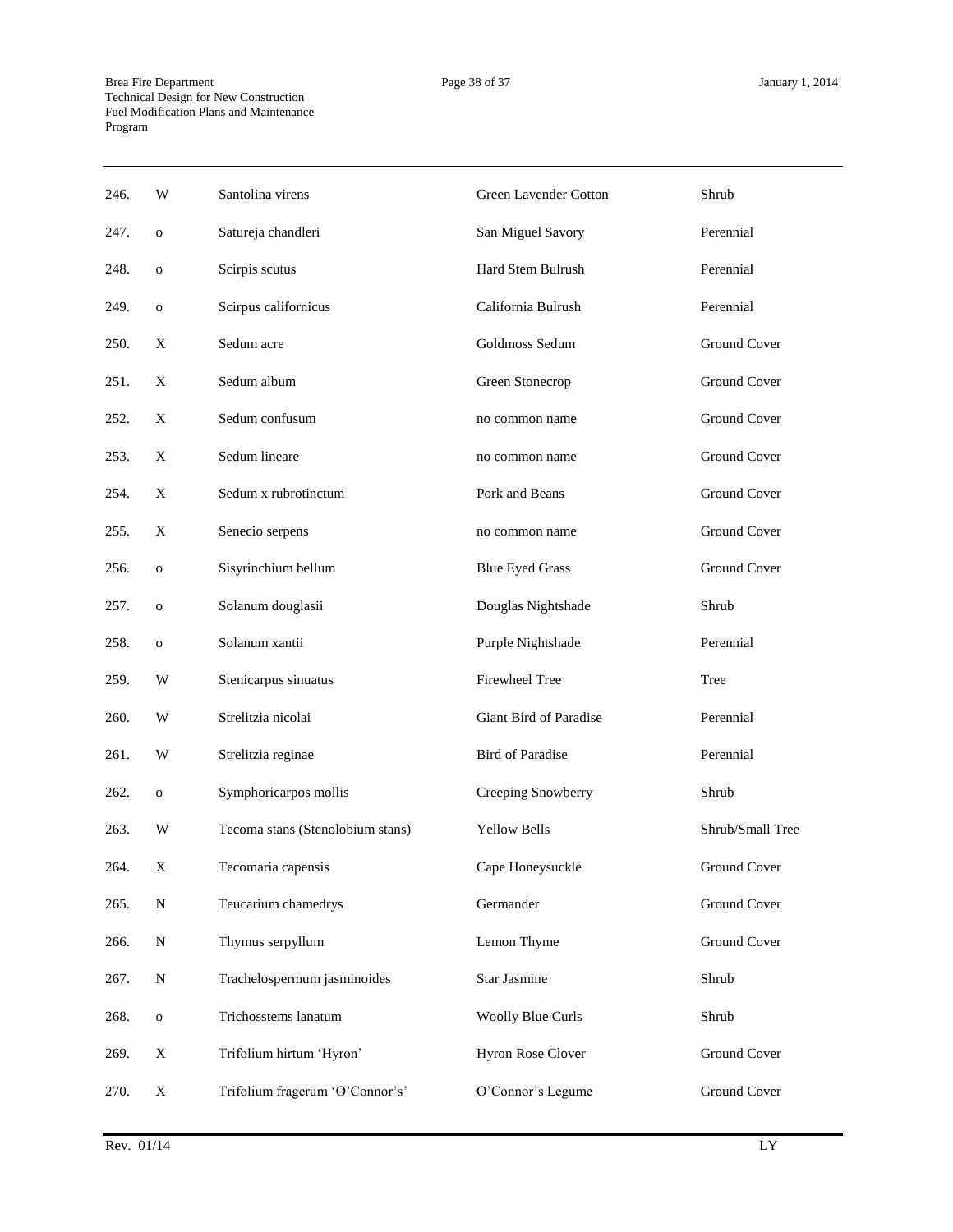| | | | | |
|---|---|---|---|---|
| 246. | W | Santolina virens | Green Lavender Cotton | Shrub |
| 247. | o | Satureja chandleri | San Miguel Savory | Perennial |
| 248. | o | Scirpis scutus | Hard Stem Bulrush | Perennial |
| 249. | o | Scirpus californicus | California Bulrush | Perennial |
| 250. | X | Sedum acre | Goldmoss Sedum | Ground Cover |
| 251. | X | Sedum album | Green Stonecrop | Ground Cover |
| 252. | X | Sedum confusum | no common name | Ground Cover |
| 253. | X | Sedum lineare | no common name | Ground Cover |
| 254. | X | Sedum x rubrotinctum | Pork and Beans | Ground Cover |
| 255. | X | Senecio serpens | no common name | Ground Cover |
| 256. | o | Sisyrinchium bellum | Blue Eyed Grass | Ground Cover |
| 257. | o | Solanum douglasii | Douglas Nightshade | Shrub |
| 258. | o | Solanum xantii | Purple Nightshade | Perennial |
| 259. | W | Stenicarpus sinuatus | Firewheel Tree | Tree |
| 260. | W | Strelitzia nicolai | Giant Bird of Paradise | Perennial |
| 261. | W | Strelitzia reginae | Bird of Paradise | Perennial |
| 262. | o | Symphoricarpos mollis | Creeping Snowberry | Shrub |
| 263. | W | Tecoma stans (Stenolobium stans) | Yellow Bells | Shrub/Small Tree |
| 264. | X | Tecomaria capensis | Cape Honeysuckle | Ground Cover |
| 265. | N | Teucarium chamedrys | Germander | Ground Cover |
| 266. | N | Thymus serpyllum | Lemon Thyme | Ground Cover |
| 267. | N | Trachelospermum jasminoides | Star Jasmine | Shrub |
| 268. | o | Trichosstems lanatum | Woolly Blue Curls | Shrub |
| 269. | X | Trifolium hirtum 'Hyron' | Hyron Rose Clover | Ground Cover |
| 270. | X | Trifolium fragerum 'O'Connor's' | O'Connor's Legume | Ground Cover |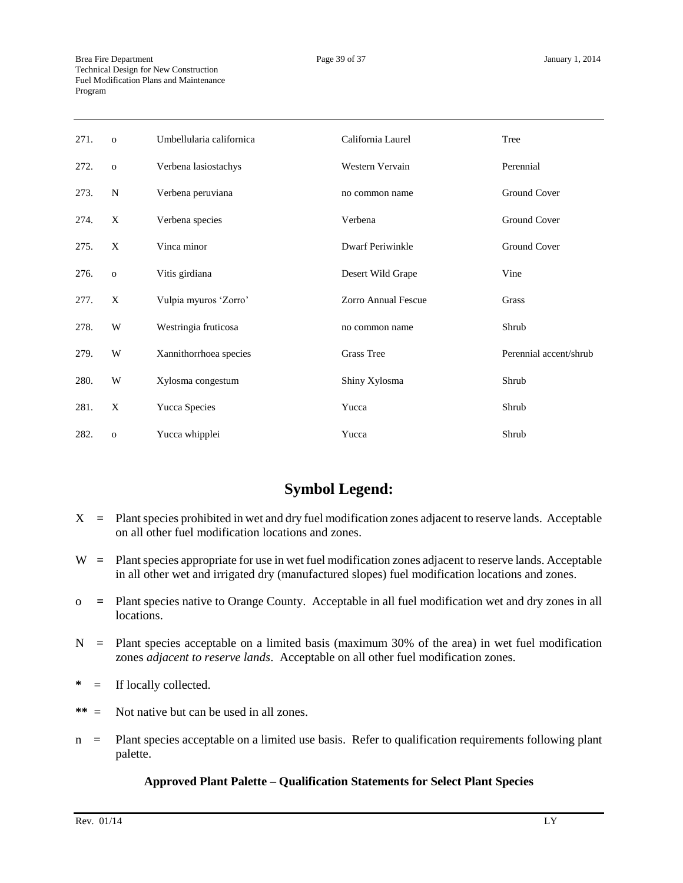| 271. | o | Umbellularia californica | California Laurel | Tree |
|---|---|---|---|---|
| 272. | o | Verbena lasiostachys | Western Vervain | Perennial |
| 273. | N | Verbena peruviana | no common name | Ground Cover |
| 274. | X | Verbena species | Verbena | Ground Cover |
| 275. | X | Vinca minor | Dwarf Periwinkle | Ground Cover |
| 276. | o | Vitis girdiana | Desert Wild Grape | Vine |
| 277. | X | Vulpia myuros 'Zorro' | Zorro Annual Fescue | Grass |
| 278. | W | Westringia fruticosa | no common name | Shrub |
| 279. | W | Xannithorrhoea species | Grass Tree | Perennial accent/shrub |
| 280. | W | Xylosma congestum | Shiny Xylosma | Shrub |
| 281. | X | Yucca Species | Yucca | Shrub |
| 282. | o | Yucca whipplei | Yucca | Shrub |

## Symbol Legend:

X = Plant species prohibited in wet and dry fuel modification zones adjacent to reserve lands. Acceptable on all other fuel modification locations and zones.

W = Plant species appropriate for use in wet fuel modification zones adjacent to reserve lands. Acceptable in all other wet and irrigated dry (manufactured slopes) fuel modification locations and zones.

o = Plant species native to Orange County. Acceptable in all fuel modification wet and dry zones in all locations.

N = Plant species acceptable on a limited basis (maximum 30% of the area) in wet fuel modification zones *adjacent to reserve lands*. Acceptable on all other fuel modification zones.

**\*** = If locally collected.

**\*\*** = Not native but can be used in all zones.

n = Plant species acceptable on a limited use basis. Refer to qualification requirements following plant palette.

**Approved Plant Palette – Qualification Statements for Select Plant Species**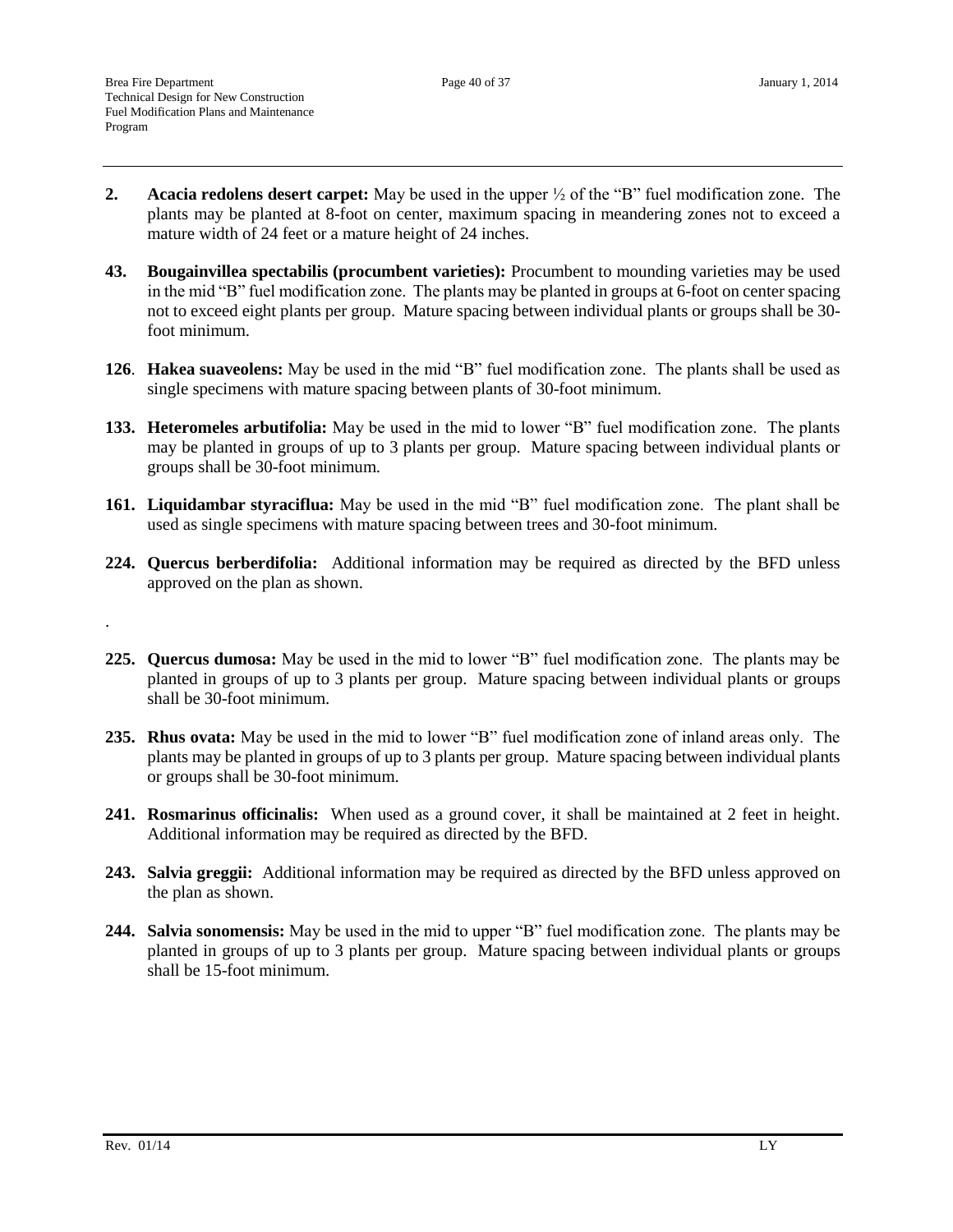**2. Acacia redolens desert carpet:** May be used in the upper ½ of the "B" fuel modification zone. The plants may be planted at 8-foot on center, maximum spacing in meandering zones not to exceed a mature width of 24 feet or a mature height of 24 inches.

**43. Bougainvillea spectabilis (procumbent varieties):** Procumbent to mounding varieties may be used in the mid "B" fuel modification zone. The plants may be planted in groups at 6-foot on center spacing not to exceed eight plants per group. Mature spacing between individual plants or groups shall be 30-foot minimum.

**126. Hakea suaveolens:** May be used in the mid "B" fuel modification zone. The plants shall be used as single specimens with mature spacing between plants of 30-foot minimum.

**133. Heteromeles arbutifolia:** May be used in the mid to lower "B" fuel modification zone. The plants may be planted in groups of up to 3 plants per group. Mature spacing between individual plants or groups shall be 30-foot minimum.

**161. Liquidambar styraciflua:** May be used in the mid "B" fuel modification zone. The plant shall be used as single specimens with mature spacing between trees and 30-foot minimum.

**224. Quercus berberdifolia:** Additional information may be required as directed by the BFD unless approved on the plan as shown.

.

**225. Quercus dumosa:** May be used in the mid to lower "B" fuel modification zone. The plants may be planted in groups of up to 3 plants per group. Mature spacing between individual plants or groups shall be 30-foot minimum.

**235. Rhus ovata:** May be used in the mid to lower "B" fuel modification zone of inland areas only. The plants may be planted in groups of up to 3 plants per group. Mature spacing between individual plants or groups shall be 30-foot minimum.

**241. Rosmarinus officinalis:** When used as a ground cover, it shall be maintained at 2 feet in height. Additional information may be required as directed by the BFD.

**243. Salvia greggii:** Additional information may be required as directed by the BFD unless approved on the plan as shown.

**244. Salvia sonomensis:** May be used in the mid to upper "B" fuel modification zone. The plants may be planted in groups of up to 3 plants per group. Mature spacing between individual plants or groups shall be 15-foot minimum.